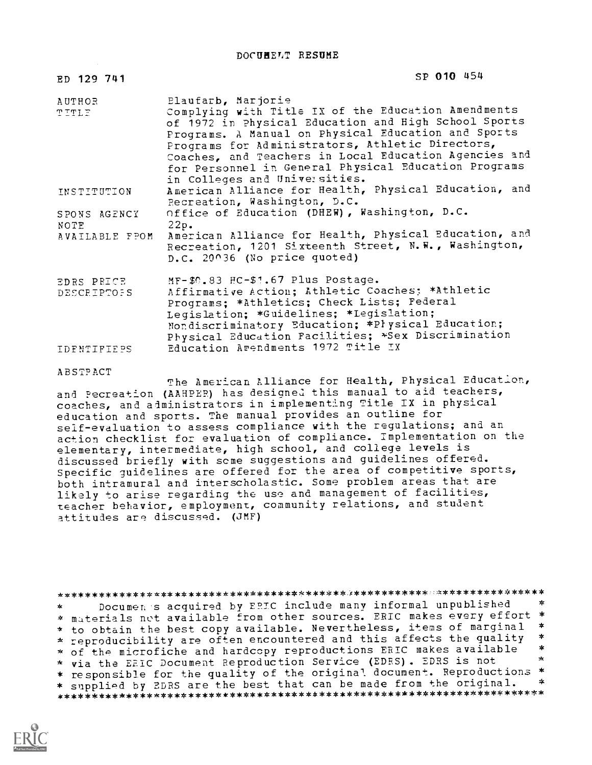# DOCUMENT RESUME

ED 129 741 SP 010 454

| | |
|---|---|
| AUTHOR | Blaufarb, Marjorie |
| TITLE | Complying with Title IX of the Education Amendments of 1972 in Physical Education and High School Sports Programs. A Manual on Physical Education and Sports Programs for Administrators, Athletic Directors, Coaches, and Teachers in Local Education Agencies and for Personnel in General Physical Education Programs in Colleges and Universities. |
| INSTITUTION | American Alliance for Health, Physical Education, and Recreation, Washington, D.C. |
| SPONS AGENCY | Office of Education (DHEW), Washington, D.C. |
| NOTE | 22p. |
| AVAILABLE FROM | American Alliance for Health, Physical Education, and Recreation, 1201 Sixteenth Street, N.W., Washington, D.C. 20036 (No price quoted) |
| EDRS PRICE | MF-$0.83 HC-$1.67 Plus Postage. |
| DESCRIPTORS | Affirmative Action; Athletic Coaches; *Athletic Programs; *Athletics; Check Lists; Federal Legislation; *Guidelines; *Legislation; Nondiscriminatory Education; *Physical Education; Physical Education Facilities; *Sex Discrimination |
| IDENTIFIERS | Education Amendments 1972 Title IX |

## ABSTRACT

The American Alliance for Health, Physical Education, and Recreation (AAHPER) has designed this manual to aid teachers, coaches, and administrators in implementing Title IX in physical education and sports. The manual provides an outline for self-evaluation to assess compliance with the regulations; and an action checklist for evaluation of compliance. Implementation on the elementary, intermediate, high school, and college levels is discussed briefly with some suggestions and guidelines offered. Specific guidelines are offered for the area of competitive sports, both intramural and interscholastic. Some problem areas that are likely to arise regarding the use and management of facilities, teacher behavior, employment, community relations, and student attitudes are discussed. (JMF)

---

Documents acquired by ERIC include many informal unpublished materials not available from other sources. ERIC makes every effort to obtain the best copy available. Nevertheless, items of marginal reproducibility are often encountered and this affects the quality of the microfiche and hardcopy reproductions ERIC makes available via the ERIC Document Reproduction Service (EDRS). EDRS is not responsible for the quality of the original document. Reproductions supplied by EDRS are the best that can be made from the original.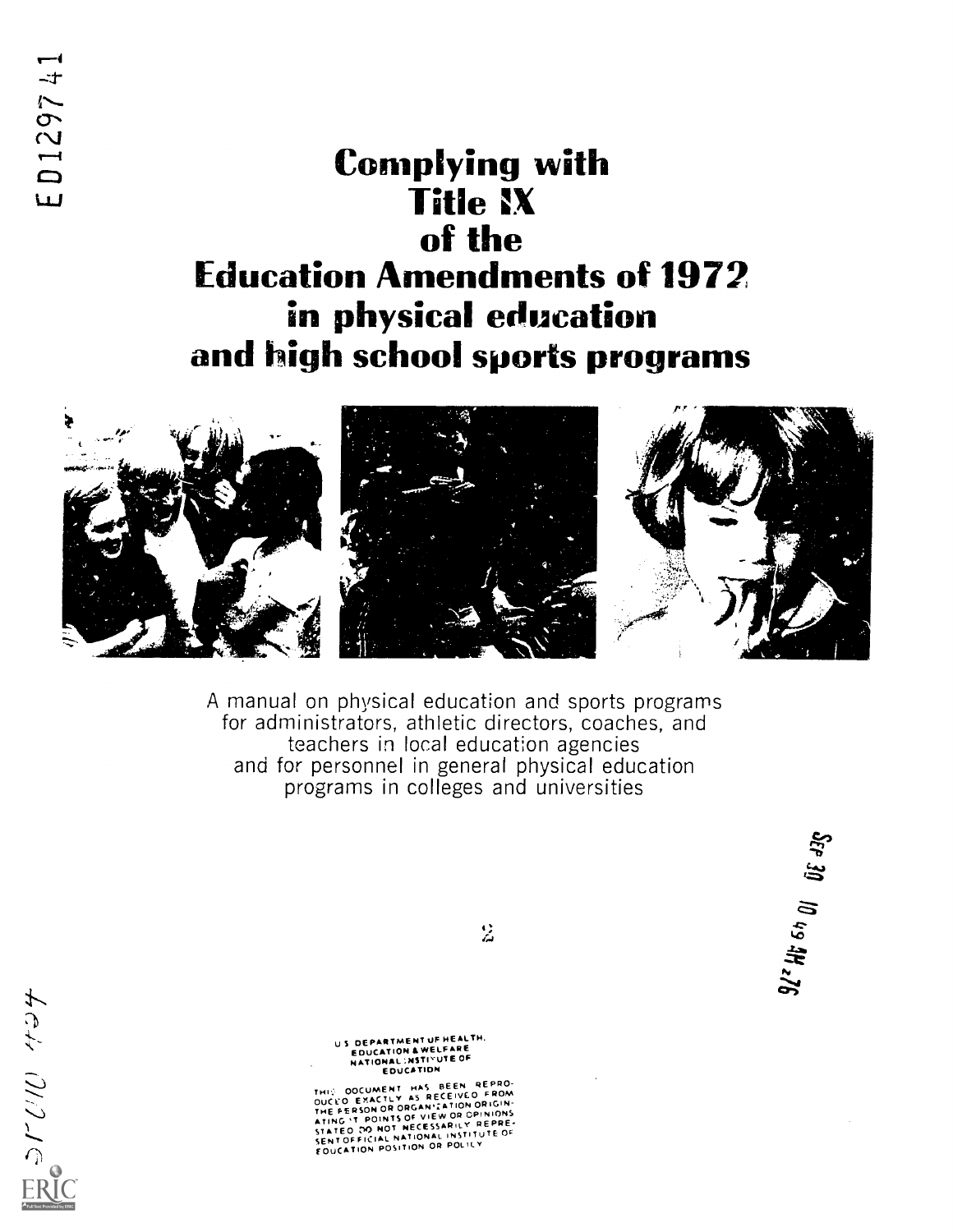ED129741

# Complying with Title IX of the Education Amendments of 1972 in physical education and high school sports programs

A manual on physical education and sports programs for administrators, athletic directors, coaches, and teachers in local education agencies and for personnel in general physical education programs in colleges and universities

SEP 30 10 49 AM '76

U S DEPARTMENT OF HEALTH, EDUCATION & WELFARE NATIONAL INSTITUTE OF EDUCATION

THIS DOCUMENT HAS BEEN REPRODUCED EXACTLY AS RECEIVED FROM THE PERSON OR ORGANIZATION ORIGINATING IT. POINTS OF VIEW OR OPINIONS STATED DO NOT NECESSARILY REPRESENT OFFICIAL NATIONAL INSTITUTE OF EDUCATION POSITION OR POLICY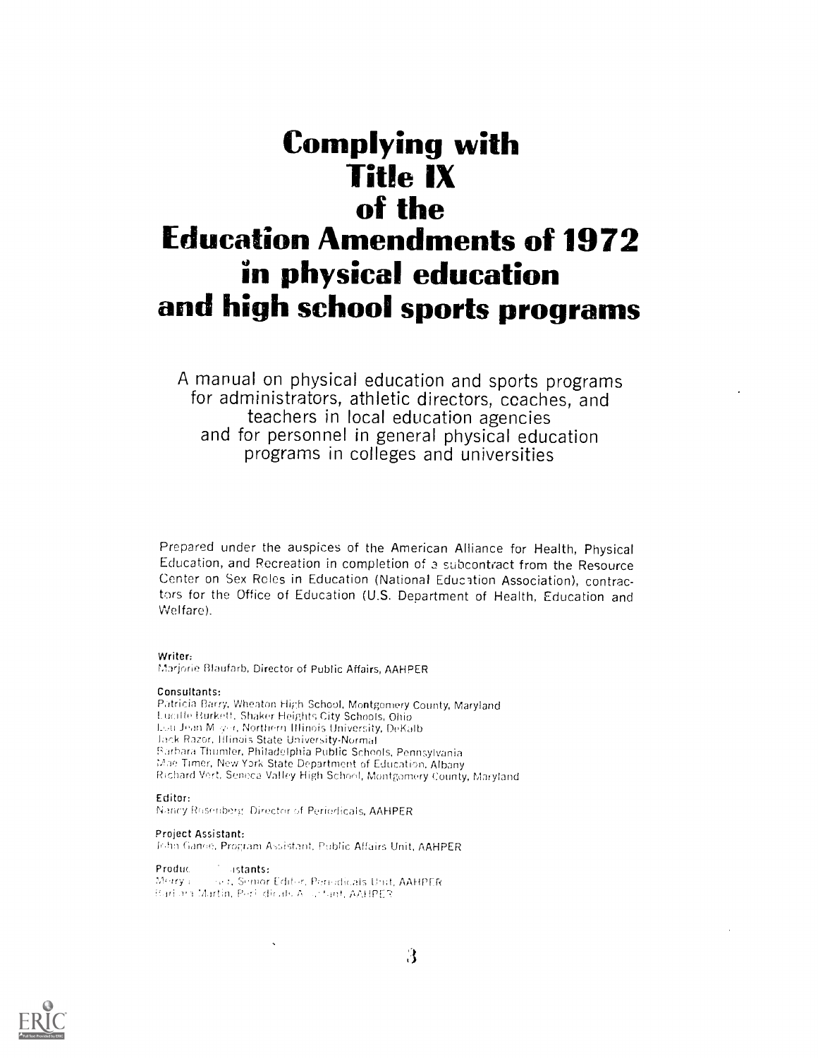# Complying with Title IX of the Education Amendments of 1972 in physical education and high school sports programs

A manual on physical education and sports programs for administrators, athletic directors, coaches, and teachers in local education agencies and for personnel in general physical education programs in colleges and universities

Prepared under the auspices of the American Alliance for Health, Physical Education, and Recreation in completion of a subcontract from the Resource Center on Sex Roles in Education (National Education Association), contractors for the Office of Education (U.S. Department of Health, Education and Welfare).

**Writer:**
Marjorie Blaufarb, Director of Public Affairs, AAHPER

**Consultants:**
Patricia Barry, Wheaton High School, Montgomery County, Maryland
Lucille Burkett, Shaker Heights City Schools, Ohio
Lou Jean M..., Northern Illinois University, DeKalb
Jack Razor, Illinois State University-Normal
Barbara Thumler, Philadelphia Public Schools, Pennsylvania
Mae Timer, New York State Department of Education, Albany
Richard Vert, Seneca Valley High School, Montgomery County, Maryland

**Editor:**
Nancy Rosenberg, Director of Periodicals, AAHPER

**Project Assistant:**
John Ganee, Program Assistant, Public Affairs Unit, AAHPER

**Produc... ...istants:**
Merry ... ..., Senior Editor, Periodicals Unit, AAHPER
Barbara Martin, Periodicals A...stant, AAHPER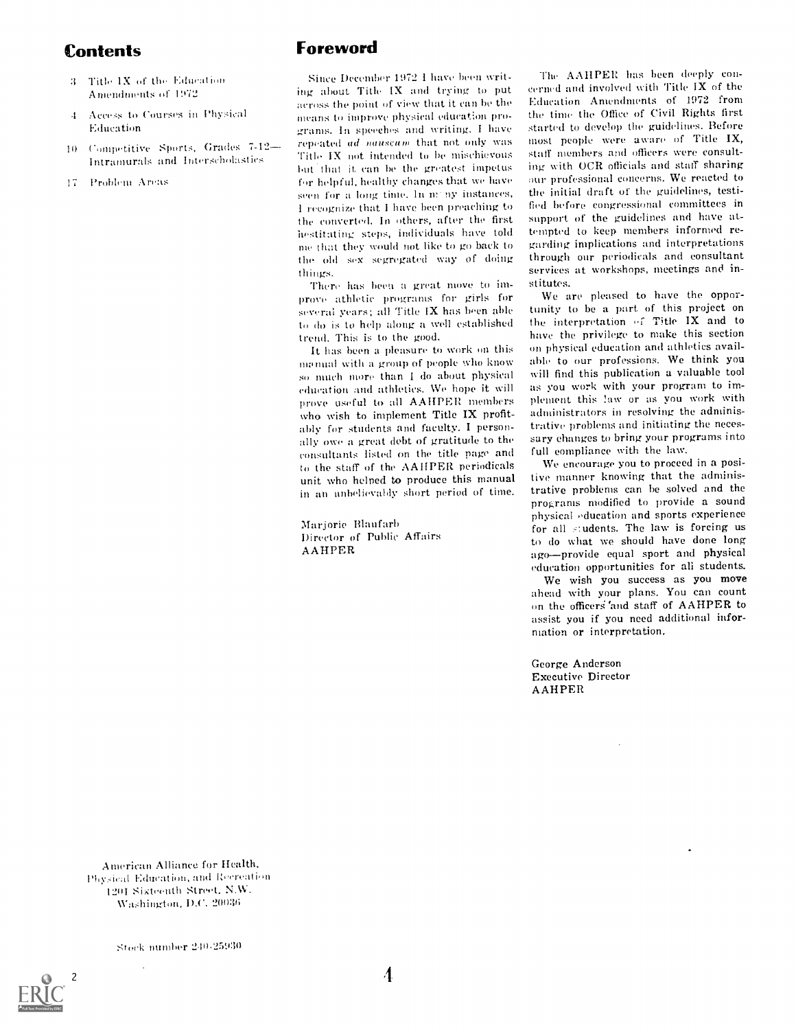## Contents

3 Title IX of the Education Amendments of 1972

4 Access to Courses in Physical Education

10 Competitive Sports, Grades 7-12—Intramurals and Interscholastics

17 Problem Areas

## Foreword

Since December 1972 I have been writing about Title IX and trying to put across the point of view that it can be the means to improve physical education programs. In speeches and writing, I have repeated *ad nauseum* that not only was Title IX not intended to be mischievous but that it can be the greatest impetus for helpful, healthy changes that we have seen for a long time. In many instances, I recognize that I have been preaching to the converted. In others, after the first hesitating steps, individuals have told me that they would not like to go back to the old sex segregated way of doing things.

There has been a great move to improve athletic programs for girls for several years; all Title IX has been able to do is to help along a well established trend. This is to the good.

It has been a pleasure to work on this manual with a group of people who know so much more than I do about physical education and athletics. We hope it will prove useful to all AAHPER members who wish to implement Title IX profitably for students and faculty. I personally owe a great debt of gratitude to the consultants listed on the title page and to the staff of the AAHPER periodicals unit who helped to produce this manual in an unbelievably short period of time.

Marjorie Blaufarb
Director of Public Affairs
AAHPER

The AAHPER has been deeply concerned and involved with Title IX of the Education Amendments of 1972 from the time the Office of Civil Rights first started to develop the guidelines. Before most people were aware of Title IX, staff members and officers were consulting with OCR officials and staff sharing our professional concerns. We reacted to the initial draft of the guidelines, testified before congressional committees in support of the guidelines and have attempted to keep members informed regarding implications and interpretations through our periodicals and consultant services at workshops, meetings and institutes.

We are pleased to have the opportunity to be a part of this project on the interpretation of Title IX and to have the privilege to make this section on physical education and athletics available to our professions. We think you will find this publication a valuable tool as you work with your program to implement this law or as you work with administrators in resolving the administrative problems and initiating the necessary changes to bring your programs into full compliance with the law.

We encourage you to proceed in a positive manner knowing that the administrative problems can be solved and the programs modified to provide a sound physical education and sports experience for all students. The law is forcing us to do what we should have done long ago—provide equal sport and physical education opportunities for all students.

We wish you success as you move ahead with your plans. You can count on the officers and staff of AAHPER to assist you if you need additional information or interpretation.

George Anderson
Executive Director
AAHPER

American Alliance for Health, Physical Education, and Recreation
1201 Sixteenth Street, N.W.
Washington, D.C. 20036

Stock number 240-25930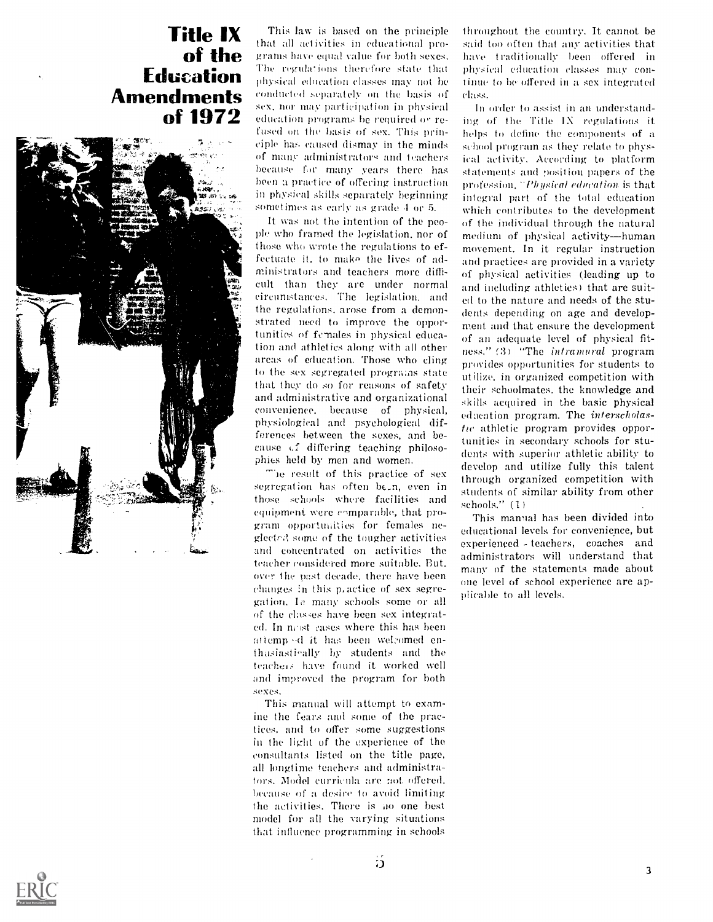# Title IX of the Education Amendments of 1972

This law is based on the principle that all activities in educational programs have equal value for both sexes. The regulations therefore state that physical education classes may not be conducted separately on the basis of sex, nor may participation in physical education programs be required or refused on the basis of sex. This principle has caused dismay in the minds of many administrators and teachers because for many years there has been a practice of offering instruction in physical skills separately beginning sometimes as early as grade 4 or 5.

It was not the intention of the people who framed the legislation, nor of those who wrote the regulations to effectuate it, to make the lives of administrators and teachers more difficult than they are under normal circumstances. The legislation, and the regulations, arose from a demonstrated need to improve the opportunities of females in physical education and athletics along with all other areas of education. Those who cling to the sex segregated programs state that they do so for reasons of safety and administrative and organizational convenience, because of physical, physiological and psychological differences between the sexes, and because of differing teaching philosophies held by men and women.

The result of this practice of sex segregation has often been, even in those schools where facilities and equipment were comparable, that program opportunities for females neglected some of the tougher activities and concentrated on activities the teacher considered more suitable. But, over the past decade, there have been changes in this practice of sex segregation. In many schools some or all of the classes have been sex integrated. In most cases where this has been attempted it has been welcomed enthusiastically by students and the teachers have found it worked well and improved the program for both sexes.

This manual will attempt to examine the fears and some of the practices, and to offer some suggestions in the light of the experience of the consultants listed on the title page, all longtime teachers and administrators. Model curricula are not offered, because of a desire to avoid limiting the activities. There is no one best model for all the varying situations that influence programming in schools throughout the country. It cannot be said too often that any activities that have traditionally been offered in physical education classes may continue to be offered in a sex integrated class.

In order to assist in an understanding of the Title IX regulations it helps to define the components of a school program as they relate to physical activity. According to platform statements and position papers of the profession, "*Physical education* is that integral part of the total education which contributes to the development of the individual through the natural medium of physical activity—human movement. In it regular instruction and practices are provided in a variety of physical activities (leading up to and including athletics) that are suited to the nature and needs of the students depending on age and development and that ensure the development of an adequate level of physical fitness." (3) "The *intramural* program provides opportunities for students to utilize, in organized competition with their schoolmates, the knowledge and skills acquired in the basic physical education program. The *interscholastic* athletic program provides opportunities in secondary schools for students with superior athletic ability to develop and utilize fully this talent through organized competition with students of similar ability from other schools." (1)

This manual has been divided into educational levels for convenience, but experienced teachers, coaches and administrators will understand that many of the statements made about one level of school experience are applicable to all levels.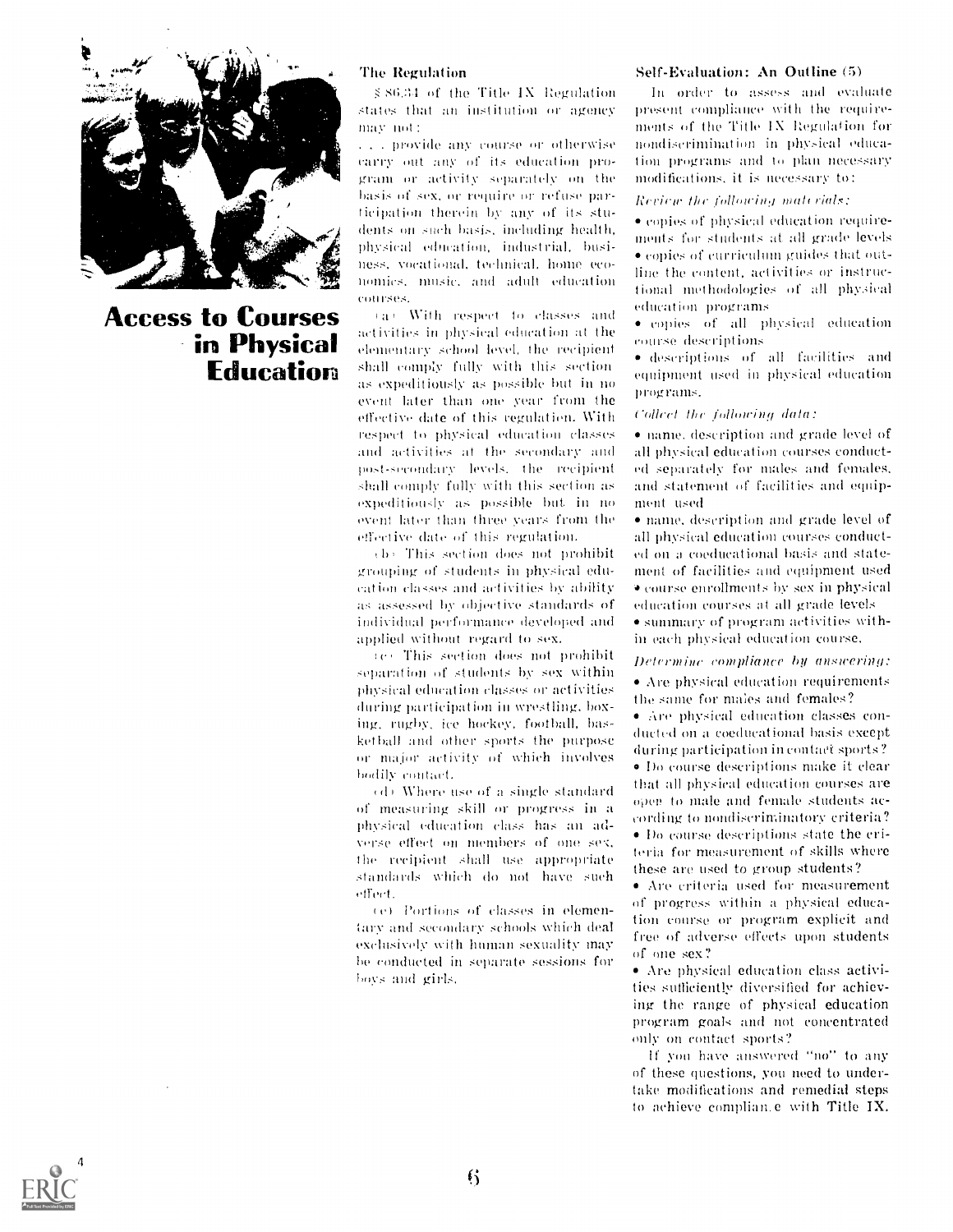# Access to Courses in Physical Education

## The Regulation

§ 86.34 of the Title IX Regulation states that an institution or agency may not:

. . . provide any course or otherwise carry out any of its education program or activity separately on the basis of sex, or require or refuse participation therein by any of its students on such basis, including health, physical education, industrial, business, vocational, technical, home economics, music, and adult education courses.

(a) With respect to classes and activities in physical education at the elementary school level, the recipient shall comply fully with this section as expeditiously as possible but in no event later than one year from the effective date of this regulation. With respect to physical education classes and activities at the secondary and post-secondary levels, the recipient shall comply fully with this section as expeditiously as possible but in no event later than three years from the effective date of this regulation.

(b) This section does not prohibit grouping of students in physical education classes and activities by ability as assessed by objective standards of individual performance developed and applied without regard to sex.

(c) This section does not prohibit separation of students by sex within physical education classes or activities during participation in wrestling, boxing, rugby, ice hockey, football, basketball and other sports the purpose or major activity of which involves bodily contact.

(d) Where use of a single standard of measuring skill or progress in a physical education class has an adverse effect on members of one sex, the recipient shall use appropriate standards which do not have such effect.

(e) Portions of classes in elementary and secondary schools which deal exclusively with human sexuality may be conducted in separate sessions for boys and girls.

## Self-Evaluation: An Outline (5)

In order to assess and evaluate present compliance with the requirements of the Title IX Regulation for nondiscrimination in physical education programs and to plan necessary modifications, it is necessary to:

*Review the following materials:*

- copies of physical education requirements for students at all grade levels
- copies of curriculum guides that outline the content, activities or instructional methodologies of all physical education programs
- copies of all physical education course descriptions
- descriptions of all facilities and equipment used in physical education programs.

*Collect the following data:*

- name, description and grade level of all physical education courses conducted separately for males and females, and statement of facilities and equipment used
- name, description and grade level of all physical education courses conducted on a coeducational basis and statement of facilities and equipment used
- course enrollments by sex in physical education courses at all grade levels
- summary of program activities within each physical education course.

*Determine compliance by answering:*

- Are physical education requirements the same for males and females?
- Are physical education classes conducted on a coeducational basis except during participation in contact sports?
- Do course descriptions make it clear that all physical education courses are open to male and female students according to nondiscriminatory criteria?
- Do course descriptions state the criteria for measurement of skills where these are used to group students?
- Are criteria used for measurement of progress within a physical education course or program explicit and free of adverse effects upon students of one sex?
- Are physical education class activities sufficiently diversified for achieving the range of physical education program goals and not concentrated only on contact sports?

If you have answered "no" to any of these questions, you need to undertake modifications and remedial steps to achieve compliance with Title IX.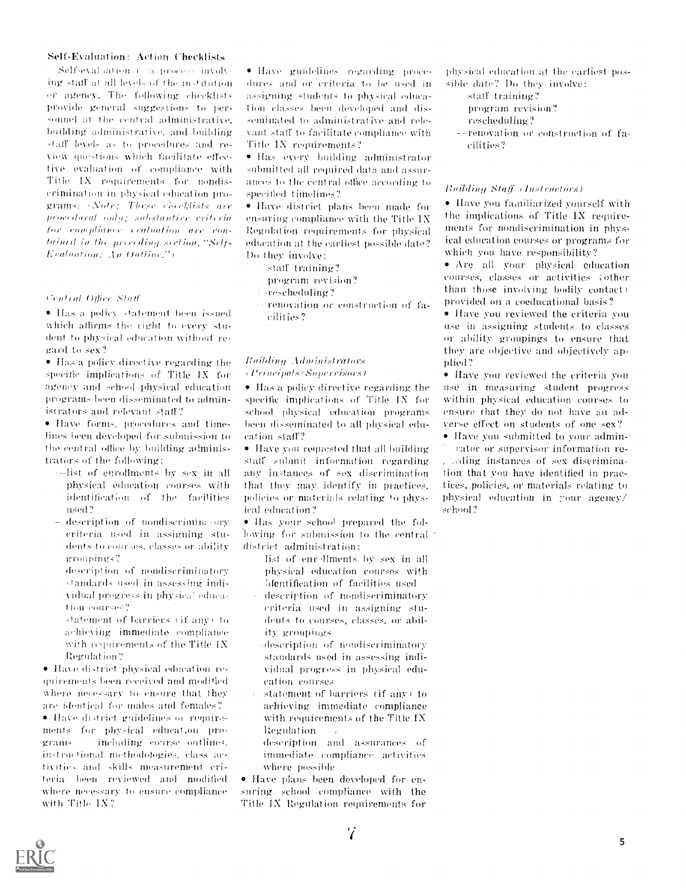## Self-Evaluation: Action Checklists

Self-evaluation is a process involving staff at all levels of the institution or agency. The following checklists provide general suggestions to personnel at the central administrative, building administrative, and building staff levels as to procedures and review questions which facilitate effective evaluation of compliance with Title IX requirements for nondiscrimination in physical education programs. (*Note: These checklists are procedural only; substantive criteria for compliance evaluation are contained in the preceding section, "Self-Evaluation: An Outline."*)

### *Central Office Staff*

- Has a policy statement been issued which affirms the right to every student to physical education without regard to sex?
- Has a policy directive regarding the specific implications of Title IX for agency and school physical education programs been disseminated to administrators and relevant staff?
- Have forms, procedures and timelines been developed for submission to the central office by building administrators of the following:
  - —list of enrollments by sex in all physical education courses with identification of the facilities used?
  - —description of nondiscriminatory criteria used in assigning students to courses, classes or ability groupings?
  - —description of nondiscriminatory standards used in assessing individual progress in physical education courses?
  - —statement of barriers (if any) to achieving immediate compliance with requirements of the Title IX Regulation?
- Have district physical education requirements been received and modified where necessary to ensure that they are identical for males and females?
- Have district guidelines or requirements for physical education programs—including course outlines, instructional methodologies, class activities and skills measurement criteria—been reviewed and modified where necessary to ensure compliance with Title IX?
- Have guidelines regarding procedures and/or criteria to be used in assigning students to physical education classes been developed and disseminated to administrative and relevant staff to facilitate compliance with Title IX requirements?
- Has every building administrator submitted all required data and assurances to the central office according to specified timelines?
- Have district plans been made for ensuring compliance with the Title IX Regulation requirements for physical education at the earliest possible date? Do they involve:
  - staff training?
  - program revision?
  - —rescheduling?
  - —renovation or construction of facilities?

### *Building Administrators (Principals/Supervisors)*

- Has a policy directive regarding the specific implications of Title IX for school physical education programs been disseminated to all physical education staff?
- Have you requested that all building staff submit information regarding any instances of sex discrimination that they may identify in practices, policies or materials relating to physical education?
- Has your school prepared the following for submission to the central district administration:
  - list of enrollments by sex in all physical education courses with identification of facilities used
  - —description of nondiscriminatory criteria used in assigning students to courses, classes, or ability groupings
  - —description of nondiscriminatory standards used in assessing individual progress in physical education courses
  - —statement of barriers (if any) to achieving immediate compliance with requirements of the Title IX Regulation
  - description and assurances of immediate compliance activities where possible
- Have plans been developed for ensuring school compliance with the Title IX Regulation requirements for physical education at the earliest possible date? Do they involve:
  - staff training?
  - program revision?
  - rescheduling?
  - —renovation or construction of facilities?

### *Building Staff (Instructors)*

- Have you familiarized yourself with the implications of Title IX requirements for nondiscrimination in physical education courses or programs for which you have responsibility?
- Are all your physical education courses, classes or activities (other than those involving bodily contact) provided on a coeducational basis?
- Have you reviewed the criteria you use in assigning students to classes or ability groupings to ensure that they are objective and objectively applied?
- Have you reviewed the criteria you use in measuring student progress within physical education courses to ensure that they do not have an adverse effect on students of one sex?
- Have you submitted to your administrator or supervisor information regarding instances of sex discrimination that you have identified in practices, policies, or materials relating to physical education in your agency/school?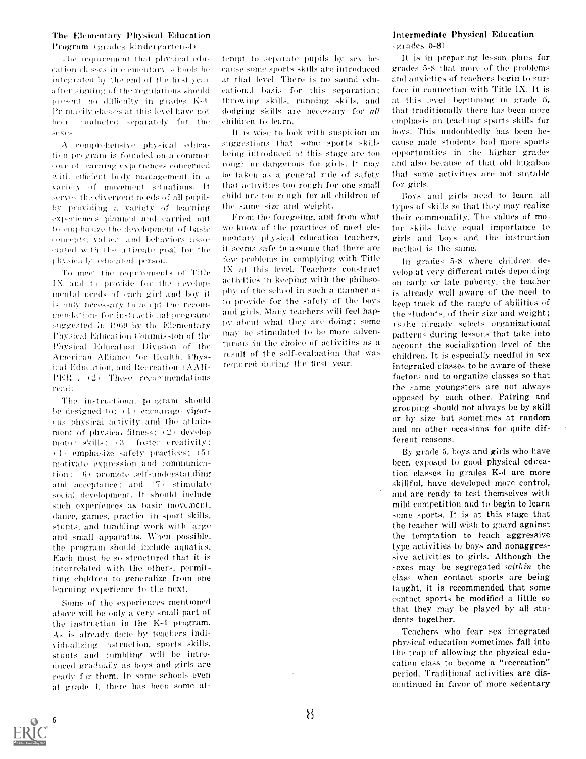## The Elementary Physical Education Program (grades kindergarten-4)

The requirement that physical education classes in elementary schools be integrated by the end of the first year after signing of the regulations should present no difficulty in grades K-4. Primarily classes at this level have not been conducted separately for the sexes.

A comprehensive physical education program is founded on a common core of learning experiences concerned with efficient body management in a variety of movement situations. It serves the divergent needs of all pupils by providing a variety of learning experiences planned and carried out to emphasize the development of basic concepts, values, and behaviors associated with the ultimate goal for the physically educated person.

To meet the requirements of Title IX and to provide for the developmental needs of each girl and boy it is only necessary to adopt the recommendations for instructional programs suggested in 1969 by the Elementary Physical Education Commission of the Physical Education Division of the American Alliance for Health, Physical Education, and Recreation (AAHPER). (2) These recommendations read:

The instructional program should be designed to: (1) encourage vigorous physical activity and the attainment of physical fitness; (2) develop motor skills; (3) foster creativity; (4) emphasize safety practices; (5) motivate expression and communication; (6) promote self-understanding and acceptance; and (7) stimulate social development. It should include such experiences as basic movement, dance, games, practice in sport skills, stunts, and tumbling work with large and small apparatus. When possible, the program should include aquatics. Each must be so structured that it is interrelated with the others, permitting children to generalize from one learning experience to the next.

Some of the experiences mentioned above will be only a very small part of the instruction in the K-4 program. As is already done by teachers individualizing instruction, sports skills, stunts and tumbling will be introduced gradually as boys and girls are ready for them. In some schools even at grade 4, there has been some attempt to separate pupils by sex because some sports skills are introduced at that level. There is no sound educational basis for this separation; throwing skills, running skills, and dodging skills are necessary for *all* children to learn.

It is wise to look with suspicion on suggestions that some sports skills being introduced at this stage are too rough or dangerous for girls. It may be taken as a general rule of safety that activities too rough for one small child are too rough for all children of the same size and weight.

From the foregoing, and from what we know of the practices of most elementary physical education teachers, it seems safe to assume that there are few problems in complying with Title IX at this level. Teachers construct activities in keeping with the philosophy of the school in such a manner as to provide for the safety of the boys and girls. Many teachers will feel happy about what they are doing; some may be stimulated to be more adventurous in the choice of activities as a result of the self-evaluation that was required during the first year.

## Intermediate Physical Education (grades 5-8)

It is in preparing lesson plans for grades 5-8 that more of the problems and anxieties of teachers begin to surface in connection with Title IX. It is at this level beginning in grade 5, that traditionally there has been more emphasis on teaching sports skills for boys. This undoubtedly has been because male students had more sports opportunities in the higher grades and also because of that old bugaboo that some activities are not suitable for girls.

Boys and girls need to learn all types of skills so that they may realize their commonality. The values of motor skills have equal importance to girls and boys and the instruction method is the same.

In grades 5-8 where children develop at very different rates depending on early or late puberty, the teacher is already well aware of the need to keep track of the range of abilities of the students, of their size and weight; (s)he already selects organizational patterns during lessons that take into account the socialization level of the children. It is especially needful in sex integrated classes to be aware of these factors and to organize classes so that the same youngsters are not always opposed by each other. Pairing and grouping should not always be by skill or by size but sometimes at random and on other occasions for quite different reasons.

By grade 5, boys and girls who have been exposed to good physical education classes in grades K-4 are more skillful, have developed more control, and are ready to test themselves with mild competition and to begin to learn some sports. It is at this stage that the teacher will wish to guard against the temptation to teach aggressive type activities to boys and nonaggressive activities to girls. Although the sexes may be segregated *within* the class when contact sports are being taught, it is recommended that some contact sports be modified a little so that they may be played by all students together.

Teachers who fear sex integrated physical education sometimes fall into the trap of allowing the physical education class to become a "recreation" period. Traditional activities are discontinued in favor of more sedentary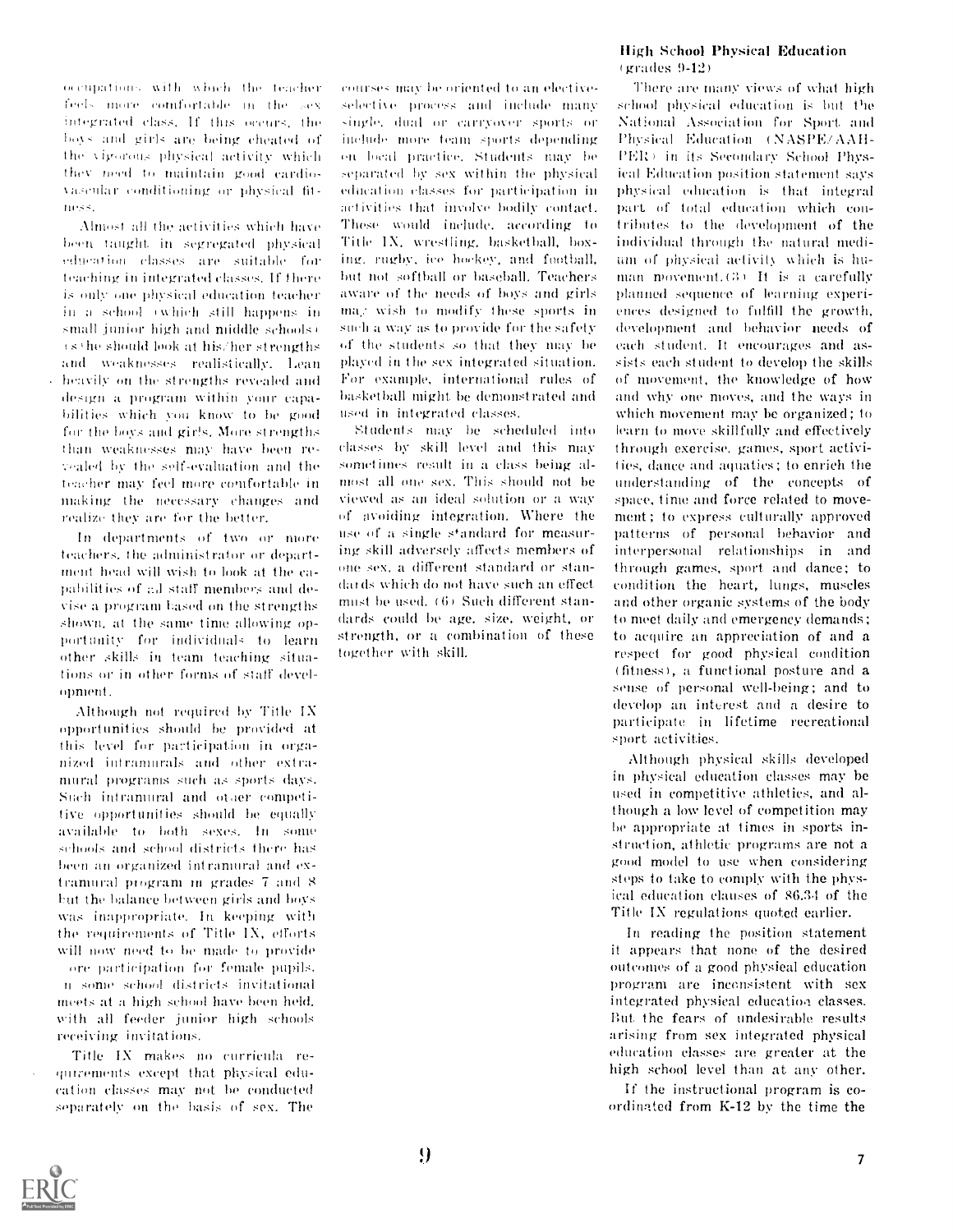occupations with which the teacher feels more comfortable in the sex integrated class. If this occurs, the boys and girls are being cheated of the vigorous physical activity which they need to maintain good cardiovascular conditioning or physical fitness.

Almost all the activities which have been taught in segregated physical education classes are suitable for teaching in integrated classes. If there is only one physical education teacher in a school (which still happens in small junior high and middle schools) s/he should look at his/her strengths and weaknesses realistically. Lean heavily on the strengths revealed and design a program within your capabilities which you know to be good for the boys and girls. More strengths than weaknesses may have been revealed by the self-evaluation and the teacher may feel more comfortable in making the necessary changes and realize they are for the better.

In departments of two or more teachers, the administrator or department head will wish to look at the capabilities of all staff members and devise a program based on the strengths shown, at the same time allowing opportunity for individuals to learn other skills in team teaching situations or in other forms of staff development.

Although not required by Title IX opportunities should be provided at this level for participation in organized intramurals and other extramural programs such as sports days. Such intramural and other competitive opportunities should be equally available to both sexes. In some schools and school districts there has been an organized intramural and extramural program in grades 7 and 8 but the balance between girls and boys was inappropriate. In keeping with the requirements of Title IX, efforts will now need to be made to provide more participation for female pupils. In some school districts invitational meets at a high school have been held, with all feeder junior high schools receiving invitations.

Title IX makes no curricula requirements except that physical education classes may not be conducted separately on the basis of sex. The courses may be oriented to an elective-selective process and include many single, dual or carryover sports or include more team sports depending on local practice. Students may be separated by sex within the physical education classes for participation in activities that involve bodily contact. These would include, according to Title IX, wrestling, basketball, boxing, rugby, ice hockey, and football, but not softball or baseball. Teachers aware of the needs of boys and girls may wish to modify these sports in such a way as to provide for the safety of the students so that they may be played in the sex integrated situation. For example, international rules of basketball might be demonstrated and used in integrated classes.

Students may be scheduled into classes by skill level and this may sometimes result in a class being almost all one sex. This should not be viewed as an ideal solution or a way of avoiding integration. Where the use of a single standard for measuring skill adversely affects members of one sex, a different standard or standards which do not have such an effect must be used. (6) Such different standards could be age, size, weight, or strength, or a combination of these together with skill.

## High School Physical Education (grades 9-12)

There are many views of what high school physical education is but the National Association for Sport and Physical Education (NASPE/AAHPER) in its Secondary School Physical Education position statement says physical education is that integral part of total education which contributes to the development of the individual through the natural medium of physical activity which is human movement. (3) It is a carefully planned sequence of learning experiences designed to fulfill the growth, development and behavior needs of each student. It encourages and assists each student to develop the skills of movement, the knowledge of how and why one moves, and the ways in which movement may be organized; to learn to move skillfully and effectively through exercise, games, sport activities, dance and aquatics; to enrich the understanding of the concepts of space, time and force related to movement; to express culturally approved patterns of personal behavior and interpersonal relationships in and through games, sport and dance; to condition the heart, lungs, muscles and other organic systems of the body to meet daily and emergency demands; to acquire an appreciation of and a respect for good physical condition (fitness), a functional posture and a sense of personal well-being; and to develop an interest and a desire to participate in lifetime recreational sport activities.

Although physical skills developed in physical education classes may be used in competitive athletics, and although a low level of competition may be appropriate at times in sports instruction, athletic programs are not a good model to use when considering steps to take to comply with the physical education clauses of 86.34 of the Title IX regulations quoted earlier.

In reading the position statement it appears that none of the desired outcomes of a good physical education program are inconsistent with sex integrated physical education classes. But the fears of undesirable results arising from sex integrated physical education classes are greater at the high school level than at any other.

If the instructional program is coordinated from K-12 by the time the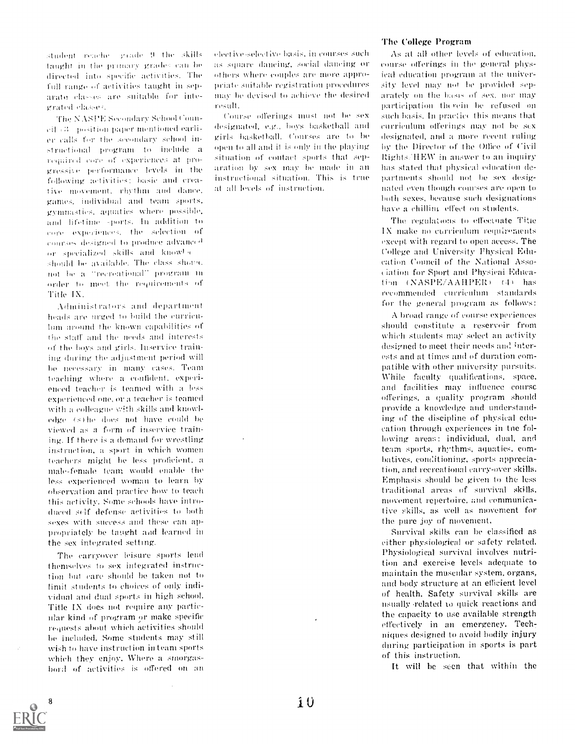student reaches grade 9 the skills taught in the primary grades can be directed into specific activities. The full range of activities taught in separate classes are suitable for integrated classes.

The NASPE Secondary School Council (3) position paper mentioned earlier calls for the secondary school instructional program to include a required core of experiences at progressive performance levels in the following activities: basic and creative movement, rhythm and dance, games, individual and team sports, gymnastics, aquatics where possible, and lifetime sports. In addition to core experiences, the selection of courses designed to produce advanced or specialized skills and knowledge should be available. The class should not be a "recreational" program in order to meet the requirements of Title IX.

Administrators and department heads are urged to build the curriculum around the known capabilities of the staff and the needs and interests of the boys and girls. Inservice training during the adjustment period will be necessary in many cases. Team teaching where a confident, experienced teacher is teamed with a less experienced one, or a teacher is teamed with a colleague with skills and knowledge (s)he does not have could be viewed as a form of inservice training. If there is a demand for wrestling instruction, a sport in which women teachers might be less proficient, a male-female team would enable the less experienced woman to learn by observation and practice how to teach this activity. Some schools have introduced self defense activities to both sexes with success and these can appropriately be taught and learned in the sex integrated setting.

The carryover leisure sports lend themselves to sex integrated instruction but care should be taken not to limit students to choices of only individual and dual sports in high school. Title IX does not require any particular kind of program or make specific requests about which activities should be included. Some students may still wish to have instruction in team sports which they enjoy. Where a smorgasbord of activities is offered on an elective-selective basis, in courses such as square dancing, social dancing or others where couples are more appropriate suitable registration procedures may be devised to achieve the desired result.

Course offerings must not be sex designated, e.g., boys basketball and girls basketball. Courses are to be open to all and it is only in the playing situation of contact sports that separation by sex may be made in an instructional situation. This is true at all levels of instruction.

### The College Program

As at all other levels of education, course offerings in the general physical education program at the university level may not be provided separately on the basis of sex, nor may participation therein be refused on such basis. In practice this means that curriculum offerings may not be sex designated, and a more recent ruling by the Director of the Office of Civil Rights/HEW in answer to an inquiry has stated that physical education departments should not be sex designated even though courses are open to both sexes, because such designations have a chilling effect on students.

The regulations to effectuate Title IX make no curriculum requirements except with regard to open access. The College and University Physical Education Council of the National Association for Sport and Physical Education (NASPE/AAHPER) (4) has recommended curriculum standards for the general program as follows:

A broad range of course experiences should constitute a reservoir from which students may select an activity designed to meet their needs and interests and at times and of duration compatible with other university pursuits. While faculty qualifications, space, and facilities may influence course offerings, a quality program should provide a knowledge and understanding of the discipline of physical education through experiences in the following areas: individual, dual, and team sports, rhythms, aquatics, combatives, conditioning, sports appreciation, and recreational carry-over skills. Emphasis should be given to the less traditional areas of survival skills, movement repertoire, and communicative skills, as well as movement for the pure joy of movement.

Survival skills can be classified as either physiological or safety related. Physiological survival involves nutrition and exercise levels adequate to maintain the muscular system, organs, and body structure at an efficient level of health. Safety survival skills are usually related to quick reactions and the capacity to use available strength effectively in an emergency. Techniques designed to avoid bodily injury during participation in sports is part of this instruction.

It will be seen that within the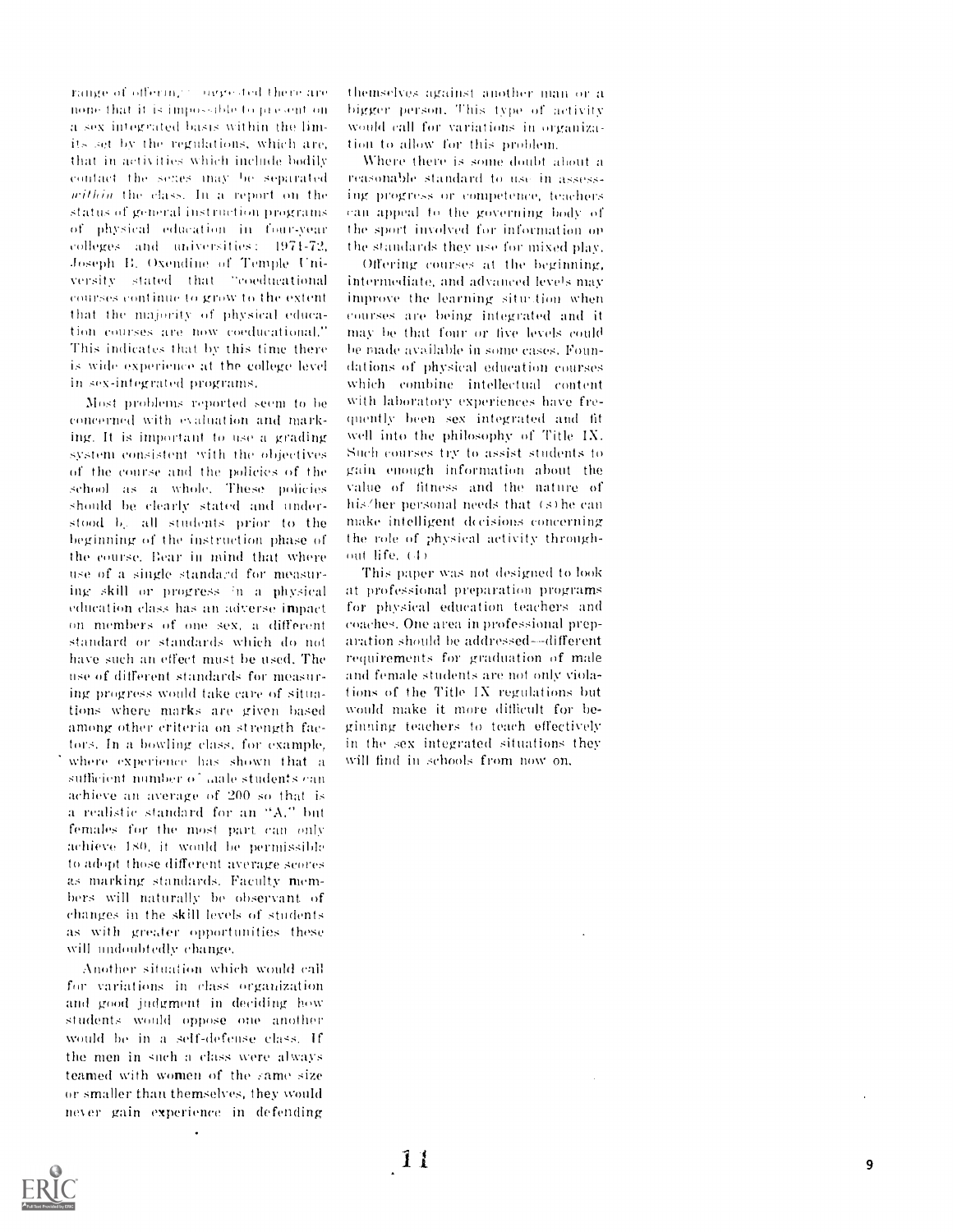range of offering," suggested there are none that it is impossible to present on a sex integrated basis within the limits set by the regulations, which are, that in activities which include bodily contact the sexes may be separated *within* the class. In a report on the status of general instruction programs of physical education in four-year colleges and universities: 1971-72, Joseph B. Oxendine of Temple University stated that "coeducational courses continue to grow to the extent that the majority of physical education courses are now coeducational." This indicates that by this time there is wide experience at the college level in sex-integrated programs.

Most problems reported seem to be concerned with evaluation and marking. It is important to use a grading system consistent with the objectives of the course and the policies of the school as a whole. These policies should be clearly stated and understood by all students prior to the beginning of the instruction phase of the course. Bear in mind that where use of a single standard for measuring skill or progress in a physical education class has an adverse impact on members of one sex, a different standard or standards which do not have such an effect must be used. The use of different standards for measuring progress would take care of situations where marks are given based among other criteria on strength factors. In a bowling class, for example, where experience has shown that a sufficient number of male students can achieve an average of 200 so that is a realistic standard for an "A," but females for the most part can only achieve 180, it would be permissible to adopt those different average scores as marking standards. Faculty members will naturally be observant of changes in the skill levels of students as with greater opportunities these will undoubtedly change.

Another situation which would call for variations in class organization and good judgment in deciding how students would oppose one another would be in a self-defense class. If the men in such a class were always teamed with women of the same size or smaller than themselves, they would never gain experience in defending themselves against another man or a bigger person. This type of activity would call for variations in organization to allow for this problem.

Where there is some doubt about a reasonable standard to use in assessing progress or competence, teachers can appeal to the governing body of the sport involved for information on the standards they use for mixed play.

Offering courses at the beginning, intermediate, and advanced levels may improve the learning situation when courses are being integrated and it may be that four or five levels could be made available in some cases. Foundations of physical education courses which combine intellectual content with laboratory experiences have frequently been sex integrated and fit well into the philosophy of Title IX. Such courses try to assist students to gain enough information about the value of fitness and the nature of his/her personal needs that (s)he can make intelligent decisions concerning the role of physical activity throughout life. (4)

This paper was not designed to look at professional preparation programs for physical education teachers and coaches. One area in professional preparation should be addressed—different requirements for graduation of male and female students are not only violations of the Title IX regulations but would make it more difficult for beginning teachers to teach effectively in the sex integrated situations they will find in schools from now on.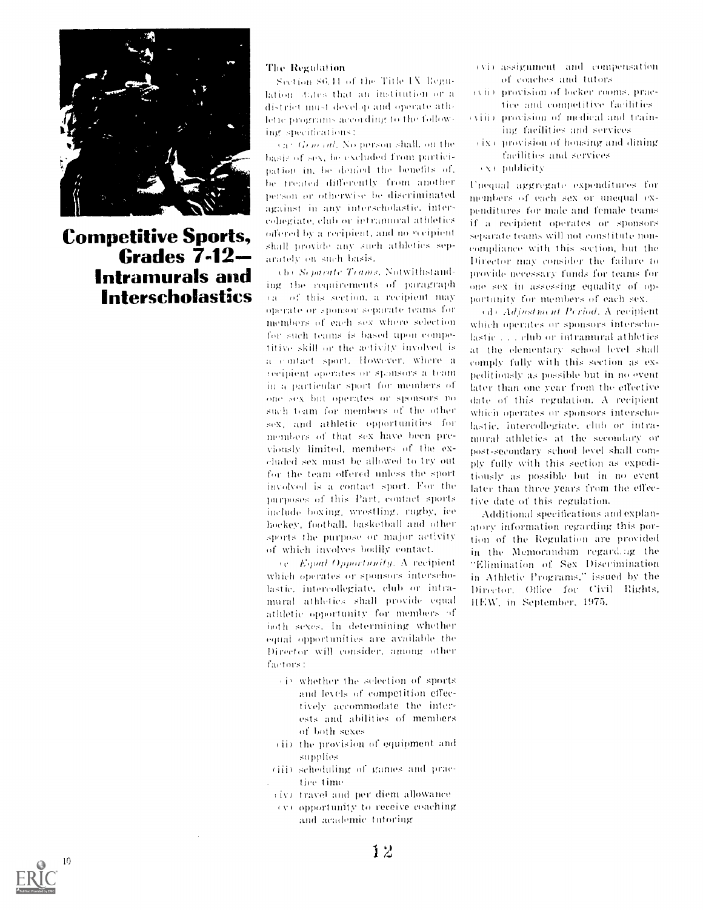# Competitive Sports, Grades 7-12—Intramurals and Interscholastics

### The Regulation

Section 86.41 of the Title IX Regulation states that an institution or a district must develop and operate athletic programs according to the following specifications:

(a) *General.* No person shall, on the basis of sex, be excluded from participation in, be denied the benefits of, be treated differently from another person or otherwise be discriminated against in any interscholastic, intercollegiate, club or intramural athletics offered by a recipient, and no recipient shall provide any such athletics separately on such basis.

(b) *Separate Teams.* Notwithstanding the requirements of paragraph (a) of this section, a recipient may operate or sponsor separate teams for members of each sex where selection for such teams is based upon competitive skill or the activity involved is a contact sport. However, where a recipient operates or sponsors a team in a particular sport for members of one sex but operates or sponsors no such team for members of the other sex, and athletic opportunities for members of that sex have been previously limited, members of the excluded sex must be allowed to try out for the team offered unless the sport involved is a contact sport. For the purposes of this Part, contact sports include boxing, wrestling, rugby, ice hockey, football, basketball and other sports the purpose or major activity of which involves bodily contact.

(c) *Equal Opportunity.* A recipient which operates or sponsors interscholastic, intercollegiate, club or intramural athletics shall provide equal athletic opportunity for members of both sexes. In determining whether equal opportunities are available the Director will consider, among other factors:

- (i) whether the selection of sports and levels of competition effectively accommodate the interests and abilities of members of both sexes
- (ii) the provision of equipment and supplies
- (iii) scheduling of games and practice time
- (iv) travel and per diem allowance
- (v) opportunity to receive coaching and academic tutoring
- (vi) assignment and compensation of coaches and tutors
- (vii) provision of locker rooms, practice and competitive facilities
- (viii) provision of medical and training facilities and services
- (ix) provision of housing and dining facilities and services
- (x) publicity

Unequal aggregate expenditures for members of each sex or unequal expenditures for male and female teams if a recipient operates or sponsors separate teams will not constitute noncompliance with this section, but the Director may consider the failure to provide necessary funds for teams for one sex in assessing equality of opportunity for members of each sex.

(d) *Adjustment Period.* A recipient which operates or sponsors interscholastic . . . club or intramural athletics at the elementary school level shall comply fully with this section as expeditiously as possible but in no event later than one year from the effective date of this regulation. A recipient which operates or sponsors interscholastic, intercollegiate, club or intramural athletics at the secondary or post-secondary school level shall comply fully with this section as expeditiously as possible but in no event later than three years from the effective date of this regulation.

Additional specifications and explanatory information regarding this portion of the Regulation are provided in the Memorandum regarding the "Elimination of Sex Discrimination in Athletic Programs," issued by the Director, Office for Civil Rights, HEW, in September, 1975.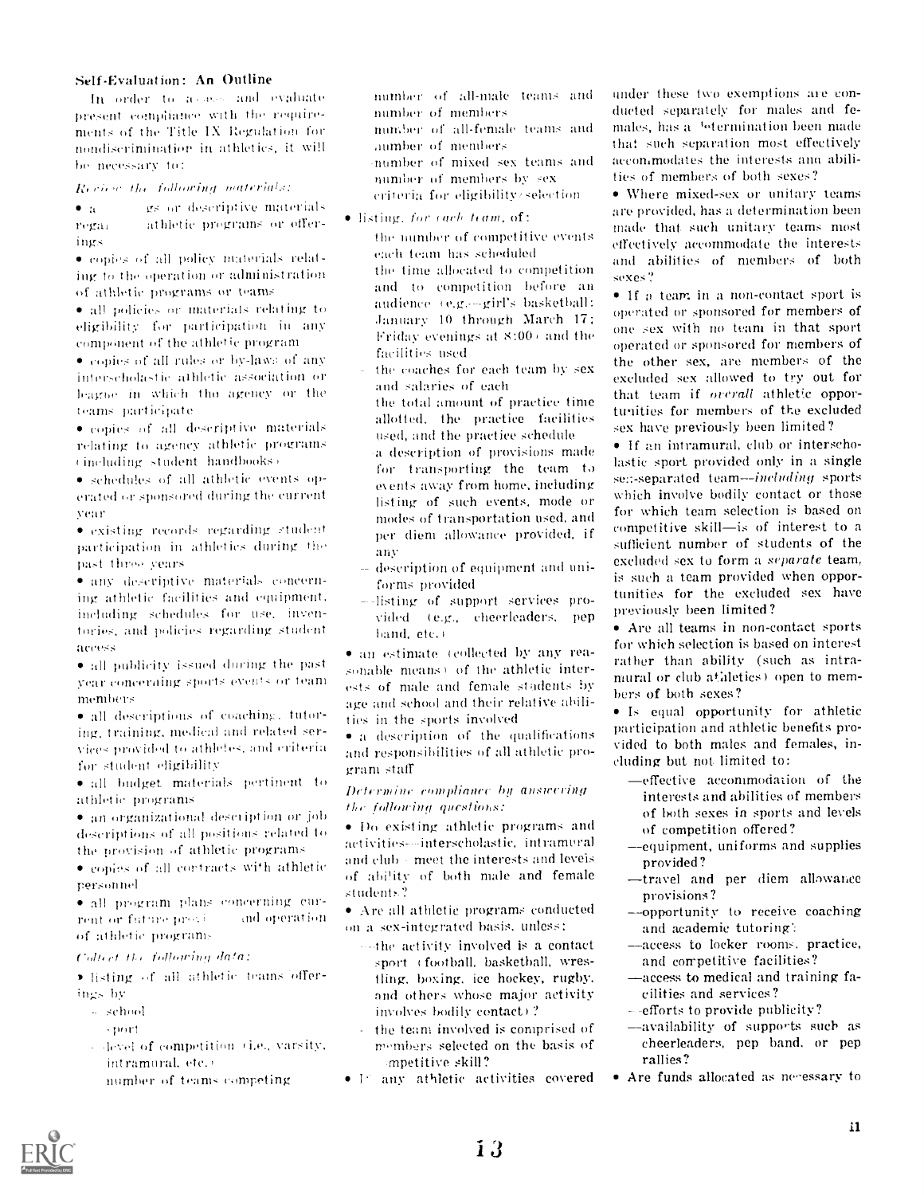## Self-Evaluation: An Outline

In order to assess and evaluate present compliance with the requirements of the Title IX Regulation for nondiscrimination in athletics, it will be necessary to:

*Review the following materials:*

- all catalogs or descriptive materials regarding athletic programs or offerings
- copies of all policy materials relating to the operation or administration of athletic programs or teams
- all policies or materials relating to eligibility for participation in any component of the athletic program
- copies of all rules or by-laws of any interscholastic athletic association or league in which the agency or the teams participate
- copies of all descriptive materials relating to agency athletic programs (including student handbooks)
- schedules of all athletic events operated or sponsored during the current year
- existing records regarding student participation in athletics during the past three years
- any descriptive materials concerning athletic facilities and equipment, including schedules for use, inventories, and policies regarding student access
- all publicity issued during the past year concerning sports events or team members
- all descriptions of coaching, tutoring, training, medical and related services provided to athletes, and criteria for student eligibility
- all budget materials pertinent to athletic programs
- an organizational description or job descriptions of all positions related to the provision of athletic programs
- copies of all contracts with athletic personnel
- all program plans concerning current or future provision and operation of athletic programs

*Collect the following data:*

- listing of all athletic teams offerings by
  - school
  - sport
  - level of competition (i.e., varsity, intramural, etc.)
  - number of teams competing
  - number of all-male teams and number of members
  - number of all-female teams and number of members
  - number of mixed sex teams and number of members by sex
  - criteria for eligibility/selection
- listing, *for each team*, of:
  - the number of competitive events each team has scheduled
  - the time allocated to competition and to competition before an audience (e.g.—girl's basketball: January 10 through March 17; Friday evenings at 8:00) and the facilities used
  - the coaches for each team by sex and salaries of each
  - the total amount of practice time allotted, the practice facilities used, and the practice schedule
  - a description of provisions made for transporting the team to events away from home, including listing of such events, mode or modes of transportation used, and per diem allowance provided, if any
  - description of equipment and uniforms provided
  - listing of support services provided (e.g., cheerleaders, pep band, etc.)
- an estimate (collected by any reasonable means) of the athletic interests of male and female students by age and school and their relative abilities in the sports involved
- a description of the qualifications and responsibilities of all athletic program staff

*Determine compliance by answering the following questions:*

- Do existing athletic programs and activities—interscholastic, intramural and club—meet the interests and levels of ability of both male and female students?
- Are all athletic programs conducted on a sex-integrated basis, unless:
  - the activity involved is a contact sport (football, basketball, wrestling, boxing, ice hockey, rugby, and others whose major activity involves bodily contact)?
  - the team involved is comprised of members selected on the basis of competitive skill?
- If any athletic activities covered under these two exemptions are conducted separately for males and females, has a determination been made that such separation most effectively accommodates the interests and abilities of members of both sexes?
- Where mixed-sex or unitary teams are provided, has a determination been made that such unitary teams most effectively accommodate the interests and abilities of members of both sexes?
- If a team in a non-contact sport is operated or sponsored for members of one sex with no team in that sport operated or sponsored for members of the other sex, are members of the excluded sex allowed to try out for that team if *overall* athletic opportunities for members of the excluded sex have previously been limited?
- If an intramural, club or interscholastic sport provided only in a single sex-separated team—*including* sports which involve bodily contact or those for which team selection is based on competitive skill—is of interest to a sufficient number of students of the excluded sex to form a *separate* team, is such a team provided when opportunities for the excluded sex have previously been limited?
- Are all teams in non-contact sports for which selection is based on interest rather than ability (such as intramural or club athletics) open to members of both sexes?
- Is equal opportunity for athletic participation and athletic benefits provided to both males and females, including but not limited to:
  - —effective accommodation of the interests and abilities of members of both sexes in sports and levels of competition offered?
  - —equipment, uniforms and supplies provided?
  - —travel and per diem allowance provisions?
  - —opportunity to receive coaching and academic tutoring?
  - —access to locker rooms, practice, and competitive facilities?
  - —access to medical and training facilities and services?
  - —efforts to provide publicity?
  - —availability of supports such as cheerleaders, pep band, or pep rallies?
- Are funds allocated as necessary to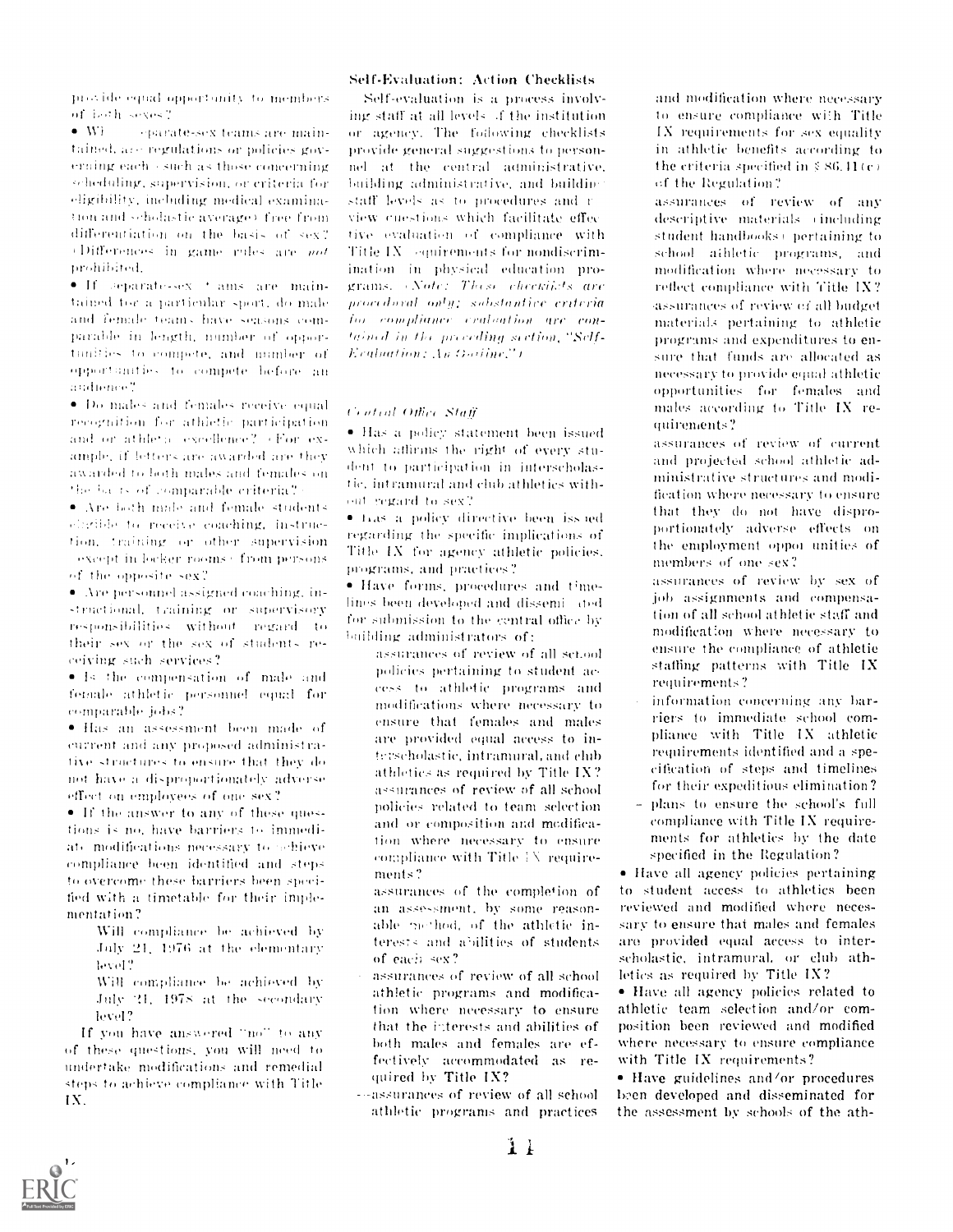provide equal opportunity to members of both sexes?

- Where separate-sex teams are maintained, are regulations or policies governing each (such as those concerning scheduling, supervision, or criteria for eligibility, including medical examination and scholastic average) free from differentiation on the basis of sex? (Differences in game rules are *not* prohibited.)
- If separate-sex teams are maintained for a particular sport, do male and female teams have seasons comparable in length, number of opportunities to compete, and number of opportunities to compete before an audience?
- Do males and females receive equal recognition for athletic participation and/or athletic excellence? (For example, if letters are awarded are they awarded to both males and females on the basis of comparable criteria?)
- Are both male and female students eligible to receive coaching, instruction, training or other supervision (except in locker rooms) from persons of the opposite sex?
- Are personnel assigned coaching, instructional, training or supervisory responsibilities without regard to their sex or the sex of students receiving such services?
- Is the compensation of male and female athletic personnel equal for comparable jobs?
- Has an assessment been made of current and any proposed administrative structures to ensure that they do not have a disproportionately adverse effect on employees of one sex?
- If the answer to any of these questions is no, have barriers to immediate modifications necessary to achieve compliance been identified and steps to overcome these barriers been specified with a timetable for their implementation?

  Will compliance be achieved by July 21, 1976 at the elementary level?

  Will compliance be achieved by July 21, 1978 at the secondary level?

If you have answered "no" to any of these questions, you will need to undertake modifications and remedial steps to achieve compliance with Title IX.

## Self-Evaluation: Action Checklists

Self-evaluation is a process involving staff at all levels of the institution or agency. The following checklists provide general suggestions to personnel at the central administrative, building administrative, and building staff levels as to procedures and review questions which facilitate effective evaluation of compliance with Title IX requirements for nondiscrimination in physical education programs. (*Note: These checklists are procedural only; substantive criteria for compliance evaluation are contained in the preceding section, "Self-Evaluation: An Outline."*)

### *Central Office Staff*

- Has a policy statement been issued which affirms the right of every student to participation in interscholastic, intramural and club athletics without regard to sex?
- Has a policy directive been issued regarding the specific implications of Title IX for agency athletic policies, programs, and practices?
- Have forms, procedures and timelines been developed and disseminated for submission to the central office by building administrators of:
  - assurances of review of all school policies pertaining to student access to athletic programs and modifications where necessary to ensure that females and males are provided equal access to interscholastic, intramural, and club athletics as required by Title IX?
  - assurances of review of all school policies related to team selection and/or composition and modification where necessary to ensure compliance with Title IX requirements?
  - assurances of the completion of an assessment, by some reasonable method, of the athletic interests and abilities of students of each sex?
  - assurances of review of all school athletic programs and modification where necessary to ensure that the interests and abilities of both males and females are effectively accommodated as required by Title IX?
  - assurances of review of all school athletic programs and practices and modification where necessary to ensure compliance with Title IX requirements for sex equality in athletic benefits according to the criteria specified in § 86.41(c) of the Regulation?
  - assurances of review of any descriptive materials (including student handbooks) pertaining to school athletic programs, and modification where necessary to reflect compliance with Title IX?
  - assurances of review of all budget materials pertaining to athletic programs and expenditures to ensure that funds are allocated as necessary to provide equal athletic opportunities for females and males according to Title IX requirements?
  - assurances of review of current and projected school athletic administrative structures and modification where necessary to ensure that they do not have disproportionately adverse effects on the employment opportunities of members of one sex?
  - assurances of review by sex of job assignments and compensation of all school athletic staff and modification where necessary to ensure the compliance of athletic staffing patterns with Title IX requirements?
  - information concerning any barriers to immediate school compliance with Title IX athletic requirements identified and a specification of steps and timelines for their expeditious elimination?
  - plans to ensure the school's full compliance with Title IX requirements for athletics by the date specified in the Regulation?
- Have all agency policies pertaining to student access to athletics been reviewed and modified where necessary to ensure that males and females are provided equal access to interscholastic, intramural, or club athletics as required by Title IX?
- Have all agency policies related to athletic team selection and/or composition been reviewed and modified where necessary to ensure compliance with Title IX requirements?
- Have guidelines and/or procedures been developed and disseminated for the assessment by schools of the ath-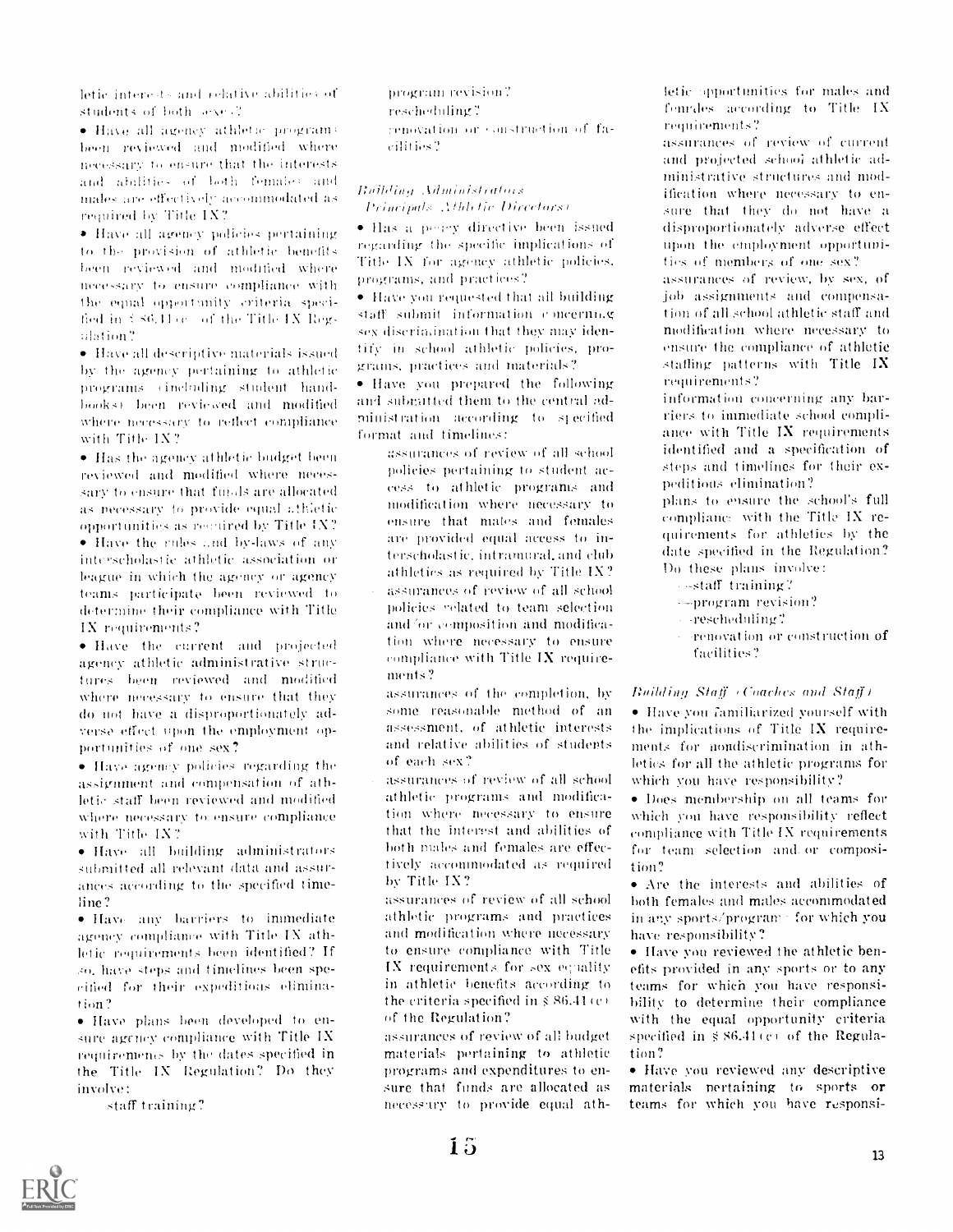letic interests and relative abilities of students of both sexes?

- Have all agency athletic programs been reviewed and modified where necessary to ensure that the interests and abilities of both females and males are effectively accommodated as required by Title IX?
- Have all agency policies pertaining to the provision of athletic benefits been reviewed and modified where necessary to ensure compliance with the equal opportunity criteria specified in § 86.41(c) of the Title IX Regulation?
- Have all descriptive materials issued by the agency pertaining to athletic programs (including student handbooks) been reviewed and modified where necessary to reflect compliance with Title IX?
- Has the agency athletic budget been reviewed and modified where necessary to ensure that funds are allocated as necessary to provide equal athletic opportunities as required by Title IX?
- Have the rules and by-laws of any interscholastic athletic association or league in which the agency or agency teams participate been reviewed to determine their compliance with Title IX requirements?
- Have the current and projected agency athletic administrative structures been reviewed and modified where necessary to ensure that they do not have a disproportionately adverse effect upon the employment opportunities of one sex?
- Have agency policies regarding the assignment and compensation of athletic staff been reviewed and modified where necessary to ensure compliance with Title IX?
- Have all building administrators submitted all relevant data and assurances according to the specified timeline?
- Have any barriers to immediate agency compliance with Title IX athletic requirements been identified? If so, have steps and timelines been specified for their expeditious elimination?
- Have plans been developed to ensure agency compliance with Title IX requirements by the dates specified in the Title IX Regulation? Do they involve:
  - staff training?
  - program revision?
  - rescheduling?
  - renovation or construction of facilities?

*Building Administrators (Principals/Athletic Directors)*

- Has a policy directive been issued regarding the specific implications of Title IX for agency athletic policies, programs, and practices?
- Have you requested that all building staff submit information concerning sex discrimination that they may identify in school athletic policies, programs, practices and materials?
- Have you prepared the following and submitted them to the central administration according to specified format and timelines:
  - assurances of review of all school policies pertaining to student access to athletic programs and modification where necessary to ensure that males and females are provided equal access to interscholastic, intramural, and club athletics as required by Title IX?
  - assurances of review of all school policies related to team selection and/or composition and modification where necessary to ensure compliance with Title IX requirements?
  - assurances of the completion, by some reasonable method of an assessment, of athletic interests and relative abilities of students of each sex?
  - assurances of review of all school athletic programs and modification where necessary to ensure that the interest and abilities of both males and females are effectively accommodated as required by Title IX?
  - assurances of review of all school athletic programs and practices and modification where necessary to ensure compliance with Title IX requirements for sex equality in athletic benefits according to the criteria specified in § 86.41(c) of the Regulation?
  - assurances of review of all budget materials pertaining to athletic programs and expenditures to ensure that funds are allocated as necessary to provide equal athletic opportunities for males and females according to Title IX requirements?
  - assurances of review of current and projected school athletic administrative structures and modification where necessary to ensure that they do not have a disproportionately adverse effect upon the employment opportunities of members of one sex?
  - assurances of review, by sex, of job assignments and compensation of all school athletic staff and modification where necessary to ensure the compliance of athletic staffing patterns with Title IX requirements?
  - information concerning any barriers to immediate school compliance with Title IX requirements identified and a specification of steps and timelines for their expeditious elimination?
  - plans to ensure the school's full compliance with the Title IX requirements for athletics by the date specified in the Regulation? Do these plans involve:
    - staff training?
    - program revision?
    - rescheduling?
    - renovation or construction of facilities?

*Building Staff (Coaches and Staff)*

- Have you familiarized yourself with the implications of Title IX requirements for nondiscrimination in athletics for all the athletic programs for which you have responsibility?
- Does membership on all teams for which you have responsibility reflect compliance with Title IX requirements for team selection and/or composition?
- Are the interests and abilities of both females and males accommodated in any sports/programs for which you have responsibility?
- Have you reviewed the athletic benefits provided in any sports or to any teams for which you have responsibility to determine their compliance with the equal opportunity criteria specified in § 86.41(c) of the Regulation?
- Have you reviewed any descriptive materials pertaining to sports or teams for which you have responsi-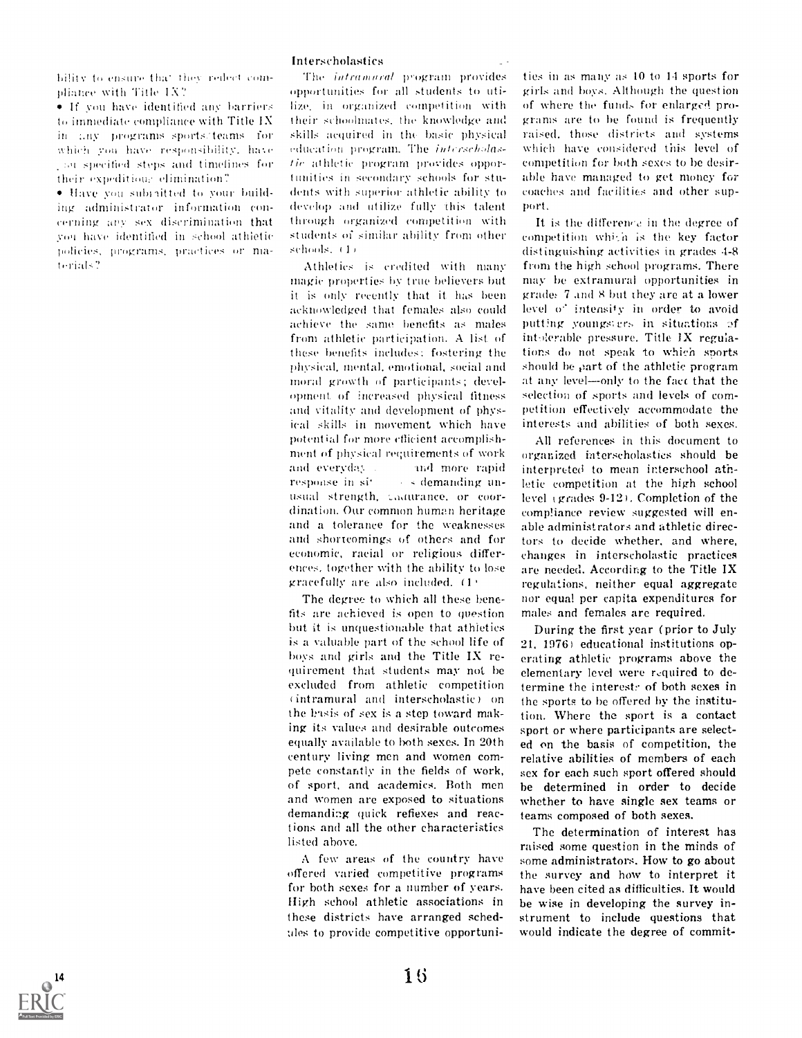bility to ensure that they reflect compliance with Title IX?

- If you have identified any barriers to immediate compliance with Title IX in any programs sports/teams for which you have responsibility, have you specified steps and timelines for their expeditious elimination?
- Have you submitted to your building administrator information concerning any sex discrimination that you have identified in school athletic policies, programs, practices or materials?

## Interscholastics

The *intramural* program provides opportunities for all students to utilize, in organized competition with their schoolmates, the knowledge and skills acquired in the basic physical education program. The *interscholastic* athletic program provides opportunities in secondary schools for students with superior athletic ability to develop and utilize fully this talent through organized competition with students of similar ability from other schools. (1)

Athletics is credited with many magic properties by true believers but it is only recently that it has been acknowledged that females also could achieve the same benefits as males from athletic participation. A list of these benefits includes: fostering the physical, mental, emotional, social and moral growth of participants; development of increased physical fitness and vitality and development of physical skills in movement which have potential for more efficient accomplishment of physical requirements of work and everyday ... and more rapid response in si... s demanding unusual strength, endurance, or coordination. Our common human heritage and a tolerance for the weaknesses and shortcomings of others and for economic, racial or religious differences, together with the ability to lose gracefully are also included. (1)

The degree to which all these benefits are achieved is open to question but it is unquestionable that athletics is a valuable part of the school life of boys and girls and the Title IX requirement that students may not be excluded from athletic competition (intramural and interscholastic) on the basis of sex is a step toward making its values and desirable outcomes equally available to both sexes. In 20th century living men and women compete constantly in the fields of work, of sport, and academics. Both men and women are exposed to situations demanding quick reflexes and reactions and all the other characteristics listed above.

A few areas of the country have offered varied competitive programs for both sexes for a number of years. High school athletic associations in these districts have arranged schedules to provide competitive opportunities in as many as 10 to 14 sports for girls and boys. Although the question of where the funds for enlarged programs are to be found is frequently raised, those districts and systems which have considered this level of competition for both sexes to be desirable have managed to get money for coaches and facilities and other support.

It is the difference in the degree of competition which is the key factor distinguishing activities in grades 4-8 from the high school programs. There may be extramural opportunities in grades 7 and 8 but they are at a lower level of intensity in order to avoid putting youngsters in situations of intolerable pressure. Title IX regulations do not speak to which sports should be part of the athletic program at any level—only to the fact that the selection of sports and levels of competition effectively accommodate the interests and abilities of both sexes.

All references in this document to organized interscholastics should be interpreted to mean interschool athletic competition at the high school level (grades 9-12). Completion of the compliance review suggested will enable administrators and athletic directors to decide whether, and where, changes in interscholastic practices are needed. According to the Title IX regulations, neither equal aggregate nor equal per capita expenditures for males and females are required.

During the first year (prior to July 21, 1976) educational institutions operating athletic programs above the elementary level were required to determine the interests of both sexes in the sports to be offered by the institution. Where the sport is a contact sport or where participants are selected on the basis of competition, the relative abilities of members of each sex for each such sport offered should be determined in order to decide whether to have single sex teams or teams composed of both sexes.

The determination of interest has raised some question in the minds of some administrators. How to go about the survey and how to interpret it have been cited as difficulties. It would be wise in developing the survey instrument to include questions that would indicate the degree of commit-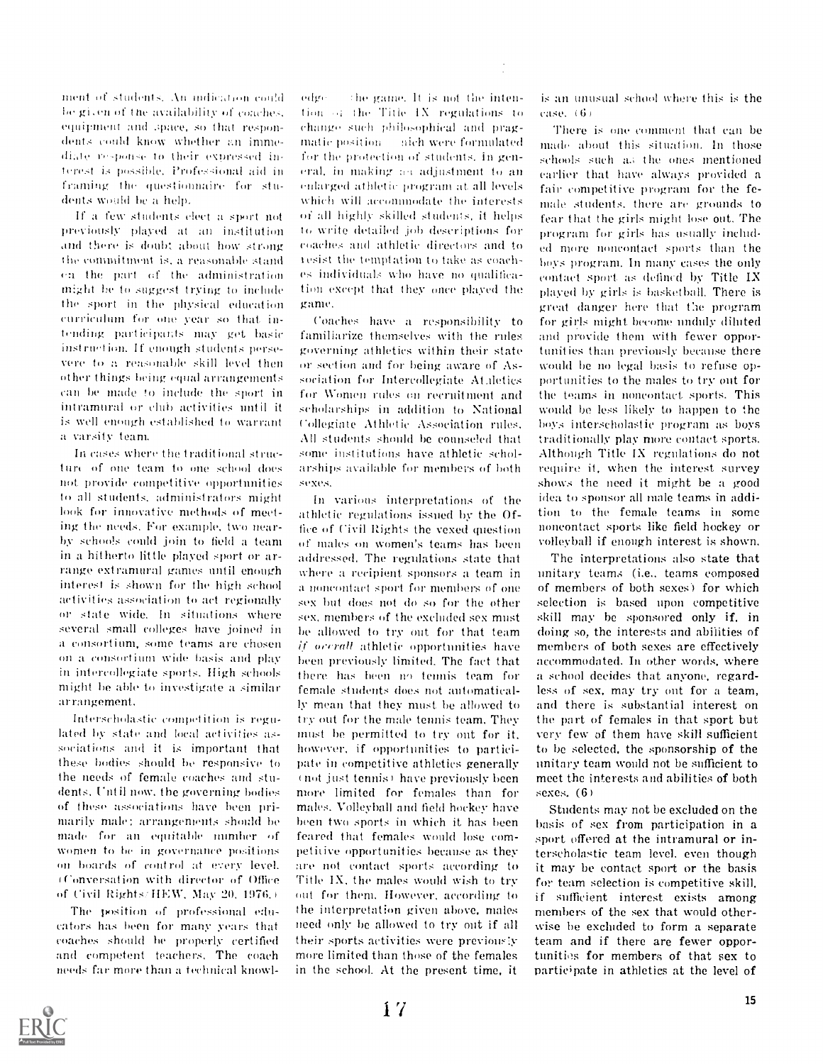ment of students. An indication could be given of the availability of coaches, equipment and space, so that respondents could know whether an immediate response to their expressed interest is possible. Professional aid in framing the questionnaire for students would be a help.

If a few students elect a sport not previously played at an institution and there is doubt about how strong the commitment is, a reasonable stand on the part of the administration might be to suggest trying to include the sport in the physical education curriculum for one year so that intending participants may get basic instruction. If enough students persevere to a reasonable skill level then other things being equal arrangements can be made to include the sport in intramural or club activities until it is well enough established to warrant a varsity team.

In cases where the traditional structure of one team to one school does not provide competitive opportunities to all students, administrators might look for innovative methods of meeting the needs. For example, two nearby schools could join to field a team in a hitherto little played sport or arrange extramural games until enough interest is shown for the high school activities association to act regionally or state wide. In situations where several small colleges have joined in a consortium, some teams are chosen on a consortium wide basis and play in intercollegiate sports. High schools might be able to investigate a similar arrangement.

Interscholastic competition is regulated by state and local activities associations and it is important that these bodies should be responsive to the needs of female coaches and students. Until now, the governing bodies of these associations have been primarily male; arrangements should be made for an equitable number of women to be in governance positions on boards of control at every level. (Conversation with director of Office of Civil Rights/HEW, May 20, 1976.)

The position of professional educators has been for many years that coaches should be properly certified and competent teachers. The coach needs far more than a technical knowledge of the game. It is not the intention of the Title IX regulations to change such philosophical and pragmatic position which were formulated for the protection of students. in general, in making an adjustment to an enlarged athletic program at all levels which will accommodate the interests of all highly skilled students, it helps to write detailed job descriptions for coaches and athletic directors and to resist the temptation to take as coaches individuals who have no qualification except that they once played the game.

Coaches have a responsibility to familiarize themselves with the rules governing athletics within their state or section and for being aware of Association for Intercollegiate Athletics for Women rules on recruitment and scholarships in addition to National Collegiate Athletic Association rules. All students should be counseled that some institutions have athletic scholarships available for members of both sexes.

In various interpretations of the athletic regulations issued by the Office of Civil Rights the vexed question of males on women's teams has been addressed. The regulations state that where a recipient sponsors a team in a noncontact sport for members of one sex but does not do so for the other sex, members of the excluded sex must be allowed to try out for that team *if overall* athletic opportunities have been previously limited. The fact that there has been no tennis team for female students does not automatically mean that they must be allowed to try out for the male tennis team. They must be permitted to try out for it, however, if opportunities to participate in competitive athletics generally (not just tennis) have previously been more limited for females than for males. Volleyball and field hockey have been two sports in which it has been feared that females would lose competitive opportunities because as they are not contact sports according to Title IX, the males would wish to try out for them. However, according to the interpretation given above, males need only be allowed to try out if all their sports activities were previously more limited than those of the females in the school. At the present time, it is an unusual school where this is the case. (6)

There is one comment that can be made about this situation. In those schools such as the ones mentioned earlier that have always provided a fair competitive program for the female students, there are grounds to fear that the girls might lose out. The program for girls has usually included more noncontact sports than the boys program. In many cases the only contact sport as defined by Title IX played by girls is basketball. There is great danger here that the program for girls might become unduly diluted and provide them with fewer opportunities than previously because there would be no legal basis to refuse opportunities to the males to try out for the teams in noncontact sports. This would be less likely to happen to the boys interscholastic program as boys traditionally play more contact sports. Although Title IX regulations do not require it, when the interest survey shows the need it might be a good idea to sponsor all male teams in addition to the female teams in some noncontact sports like field hockey or volleyball if enough interest is shown.

The interpretations also state that unitary teams (i.e., teams composed of members of both sexes) for which selection is based upon competitive skill may be sponsored only if, in doing so, the interests and abilities of members of both sexes are effectively accommodated. In other words, where a school decides that anyone, regardless of sex, may try out for a team, and there is substantial interest on the part of females in that sport but very few of them have skill sufficient to be selected, the sponsorship of the unitary team would not be sufficient to meet the interests and abilities of both sexes. (6)

Students may not be excluded on the basis of sex from participation in a sport offered at the intramural or interscholastic team level, even though it may be contact sport or the basis for team selection is competitive skill, if sufficient interest exists among members of the sex that would otherwise be excluded to form a separate team and if there are fewer opportunities for members of that sex to participate in athletics at the level of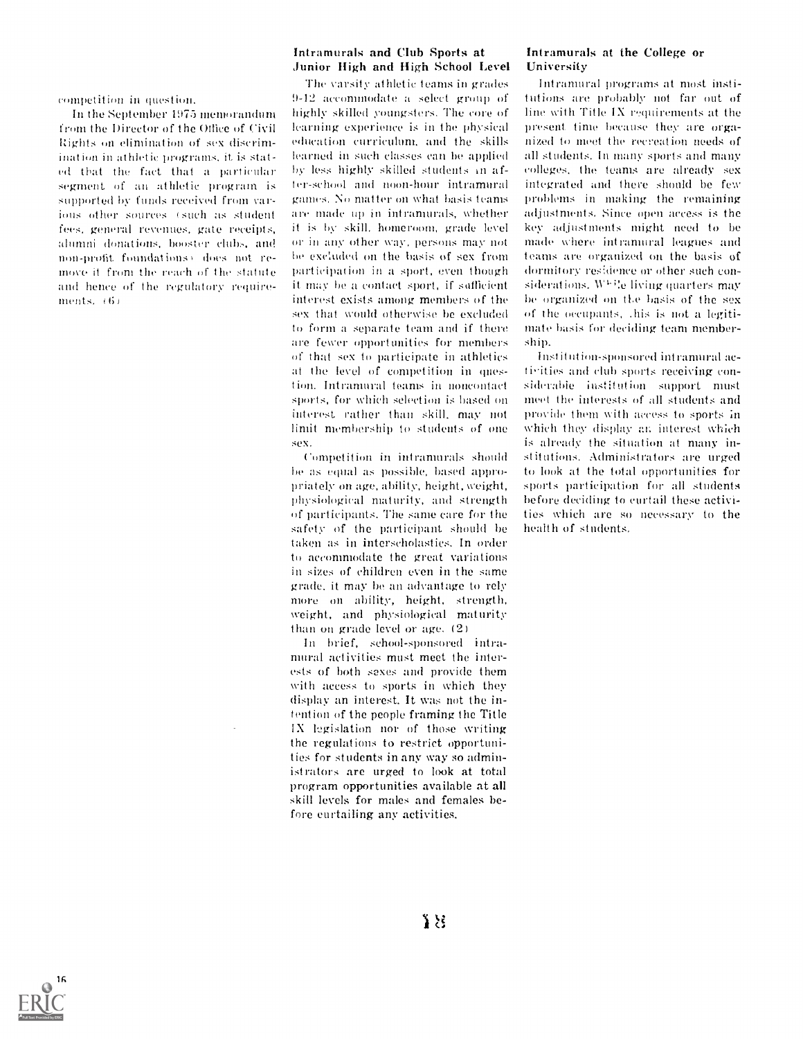competition in question.

In the September 1975 memorandum from the Director of the Office of Civil Rights on elimination of sex discrimination in athletic programs, it is stated that the fact that a particular segment of an athletic program is supported by funds received from various other sources (such as student fees, general revenues, gate receipts, alumni donations, booster clubs, and non-profit foundations) does not remove it from the reach of the statute and hence of the regulatory requirements. (6)

### Intramurals and Club Sports at Junior High and High School Level

The varsity athletic teams in grades 9-12 accommodate a select group of highly skilled youngsters. The core of learning experience is in the physical education curriculum, and the skills learned in such classes can be applied by less highly skilled students in after-school and noon-hour intramural games. No matter on what basis teams are made up in intramurals, whether it is by skill, homeroom, grade level or in any other way, persons may not be excluded on the basis of sex from participation in a sport, even though it may be a contact sport, if sufficient interest exists among members of the sex that would otherwise be excluded to form a separate team and if there are fewer opportunities for members of that sex to participate in athletics at the level of competition in question. Intramural teams in noncontact sports, for which selection is based on interest rather than skill, may not limit membership to students of one sex.

Competition in intramurals should be as equal as possible, based appropriately on age, ability, height, weight, physiological maturity, and strength of participants. The same care for the safety of the participant should be taken as in interscholastics. In order to accommodate the great variations in sizes of children even in the same grade, it may be an advantage to rely more on ability, height, strength, weight, and physiological maturity than on grade level or age. (2)

In brief, school-sponsored intramural activities must meet the interests of both sexes and provide them with access to sports in which they display an interest. It was not the intention of the people framing the Title IX legislation nor of those writing the regulations to restrict opportunities for students in any way so administrators are urged to look at total program opportunities available at all skill levels for males and females before curtailing any activities.

### Intramurals at the College or University

Intramural programs at most institutions are probably not far out of line with Title IX requirements at the present time because they are organized to meet the recreation needs of all students. In many sports and many colleges, the teams are already sex integrated and there should be few problems in making the remaining adjustments. Since open access is the key adjustments might need to be made where intramural leagues and teams are organized on the basis of dormitory residence or other such considerations. While living quarters may be organized on the basis of the sex of the occupants, this is not a legitimate basis for deciding team membership.

Institution-sponsored intramural activities and club sports receiving considerable institution support must meet the interests of all students and provide them with access to sports in which they display an interest which is already the situation at many institutions. Administrators are urged to look at the total opportunities for sports participation for all students before deciding to curtail these activities which are so necessary to the health of students.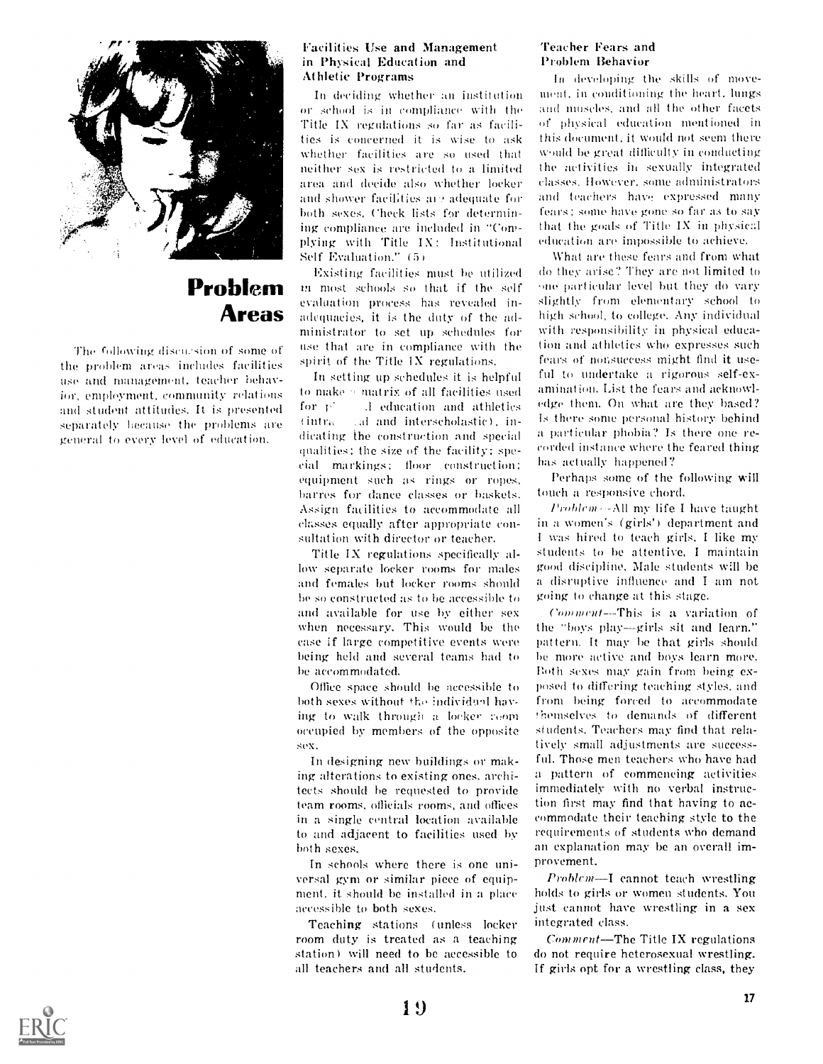# Problem Areas

The following discussion of some of the problem areas includes facilities use and management, teacher behavior, employment, community relations and student attitudes. It is presented separately because the problems are general to every level of education.

### Facilities Use and Management in Physical Education and Athletic Programs

In deciding whether an institution or school is in compliance with the Title IX regulations so far as facilities is concerned it is wise to ask whether facilities are so used that neither sex is restricted to a limited area and decide also whether locker and shower facilities are adequate for both sexes. Check lists for determining compliance are included in "Complying with Title IX: Institutional Self Evaluation." (5)

Existing facilities must be utilized in most schools so that if the self evaluation process has revealed inadequacies, it is the duty of the administrator to set up schedules for use that are in compliance with the spirit of the Title IX regulations.

In setting up schedules it is helpful to make a matrix of all facilities used for physical education and athletics (intramural and interscholastic), indicating the construction and special qualities; the size of the facility; special markings; floor construction; equipment such as rings or ropes, barres for dance classes or baskets. Assign facilities to accommodate all classes equally after appropriate consultation with director or teacher.

Title IX regulations specifically allow separate locker rooms for males and females but locker rooms should be so constructed as to be accessible to and available for use by either sex when necessary. This would be the case if large competitive events were being held and several teams had to be accommodated.

Office space should be accessible to both sexes without the individual having to walk through a locker room occupied by members of the opposite sex.

In designing new buildings or making alterations to existing ones, architects should be requested to provide team rooms, officials rooms, and offices in a single central location available to and adjacent to facilities used by both sexes.

In schools where there is one universal gym or similar piece of equipment, it should be installed in a place accessible to both sexes.

Teaching stations (unless locker room duty is treated as a teaching station) will need to be accessible to all teachers and all students.

### Teacher Fears and Problem Behavior

In developing the skills of movement, in conditioning the heart, lungs and muscles, and all the other facets of physical education mentioned in this document, it would not seem there would be great difficulty in conducting the activities in sexually integrated classes. However, some administrators and teachers have expressed many fears; some have gone so far as to say that the goals of Title IX in physical education are impossible to achieve.

What are these fears and from what do they arise? They are not limited to one particular level but they do vary slightly from elementary school to high school, to college. Any individual with responsibility in physical education and athletics who expresses such fears of nonsuccess might find it useful to undertake a rigorous self-examination. List the fears and acknowledge them. On what are they based? Is there some personal history behind a particular phobia? Is there one recorded instance where the feared thing has actually happened?

Perhaps some of the following will touch a responsive chord.

*Problem*—All my life I have taught in a women's (girls') department and I was hired to teach girls. I like my students to be attentive, I maintain good discipline. Male students will be a disruptive influence and I am not going to change at this stage.

*Comment*—This is a variation of the "boys play—girls sit and learn." pattern. It may be that girls should be more active and boys learn more. Both sexes may gain from being exposed to differing teaching styles, and from being forced to accommodate themselves to demands of different students. Teachers may find that relatively small adjustments are successful. Those men teachers who have had a pattern of commencing activities immediately with no verbal instruction first may find that having to accommodate their teaching style to the requirements of students who demand an explanation may be an overall improvement.

*Problem*—I cannot teach wrestling holds to girls or women students. You just cannot have wrestling in a sex integrated class.

*Comment*—The Title IX regulations do not require heterosexual wrestling. If girls opt for a wrestling class, they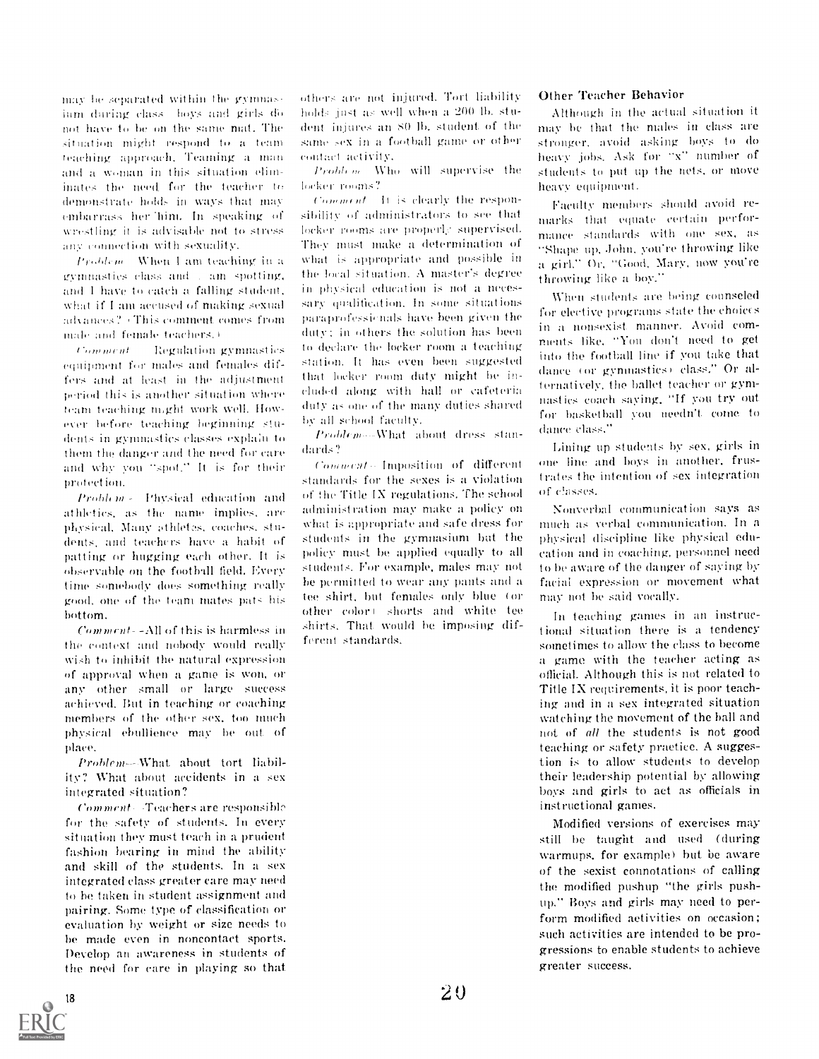may be separated within the gymnasium during class—boys and girls do not have to be on the same mat. The situation might respond to a team teaching approach. Teaming a man and a woman in this situation eliminates the need for the teacher to demonstrate holds in ways that may embarrass her/him. In speaking of wrestling it is advisable not to stress any connection with sexuality.

*Problem*—When I am teaching in a gymnastics class and I am spotting, and I have to catch a falling student, what if I am accused of making sexual advances? (This comment comes from male and female teachers.)

*Comment*—Regulation gymnastics equipment for males and females differs and at least in the adjustment period this is another situation where team teaching might work well. However before teaching beginning students in gymnastics classes explain to them the danger and the need for care and why you "spot." It is for their protection.

*Problem*—Physical education and athletics, as the name implies, are physical. Many athletes, coaches, students, and teachers have a habit of patting or hugging each other. It is observable on the football field. Every time somebody does something really good, one of the team mates pats his bottom.

*Comment*—All of this is harmless in the context and nobody would really wish to inhibit the natural expression of approval when a game is won, or any other small or large success achieved. But in teaching or coaching members of the other sex, too much physical ebullience may be out of place.

*Problem*—What about tort liability? What about accidents in a sex integrated situation?

*Comment*—Teachers are responsible for the safety of students. In every situation they must teach in a prudent fashion bearing in mind the ability and skill of the students. In a sex integrated class greater care may need to be taken in student assignment and pairing. Some type of classification or evaluation by weight or size needs to be made even in noncontact sports. Develop an awareness in students of the need for care in playing so that others are not injured. Tort liability holds just as well when a 200 lb. student injures an 80 lb. student of the same sex in a football game or other contact activity.

*Problem*—Who will supervise the locker rooms?

*Comment*—It is clearly the responsibility of administrators to see that locker rooms are properly supervised. They must make a determination of what is appropriate and possible in the local situation. A master's degree in physical education is not a necessary qualification. In some situations paraprofessionals have been given the duty; in others the solution has been to declare the locker room a teaching station. It has even been suggested that locker room duty might be included along with hall or cafeteria duty as one of the many duties shared by all school faculty.

*Problem*—What about dress standards?

*Comment*—Imposition of different standards for the sexes is a violation of the Title IX regulations. The school administration may make a policy on what is appropriate and safe dress for students in the gymnasium but the policy must be applied equally to all students. For example, males may not be permitted to wear any pants and a tee shirt, but females only blue (or other color) shorts and white tee shirts. That would be imposing different standards.

### Other Teacher Behavior

Although in the actual situation it may be that the males in class are stronger, avoid asking boys to do heavy jobs. Ask for "x" number of students to put up the nets, or move heavy equipment.

Faculty members should avoid remarks that equate certain performance standards with one sex, as "Shape up, John, you're throwing like a girl." Or, "Good, Mary, now you're throwing like a boy."

When students are being counseled for elective programs state the choices in a nonsexist manner. Avoid comments like, "You don't need to get into the football line if you take that dance (or gymnastics) class." Or alternatively, the ballet teacher or gymnastics coach saying, "If you try out for basketball you needn't come to dance class."

Lining up students by sex, girls in one line and boys in another, frustrates the intention of sex integration of classes.

Nonverbal communication says as much as verbal communication. In a physical discipline like physical education and in coaching, personnel need to be aware of the danger of saying by facial expression or movement what may not be said vocally.

In teaching games in an instructional situation there is a tendency sometimes to allow the class to become a game with the teacher acting as official. Although this is not related to Title IX requirements, it is poor teaching and in a sex integrated situation watching the movement of the ball and not of *all* the students is not good teaching or safety practice. A suggestion is to allow students to develop their leadership potential by allowing boys and girls to act as officials in instructional games.

Modified versions of exercises may still be taught and used (during warmups, for example) but be aware of the sexist connotations of calling the modified pushup "the girls pushup." Boys and girls may need to perform modified activities on occasion; such activities are intended to be progressions to enable students to achieve greater success.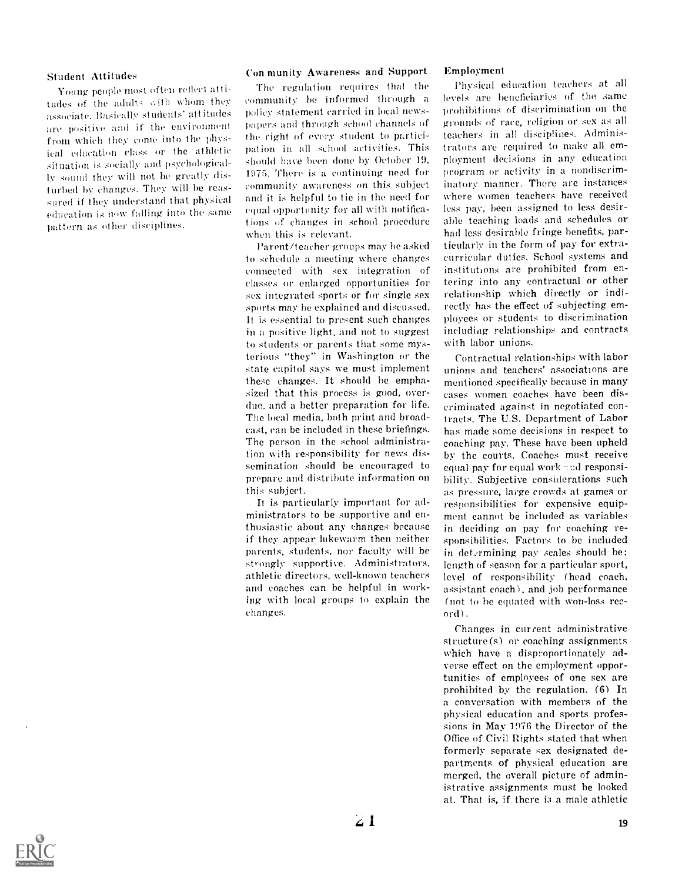### Student Attitudes

Young people most often reflect attitudes of the adults with whom they associate. Basically students' attitudes are positive and if the environment from which they come into the physical education class or the athletic situation is socially and psychologically sound they will not be greatly disturbed by changes. They will be reassured if they understand that physical education is now falling into the same pattern as other disciplines.

### Community Awareness and Support

The regulation requires that the community be informed through a policy statement carried in local newspapers and through school channels of the right of every student to participation in all school activities. This should have been done by October 19, 1975. There is a continuing need for community awareness on this subject and it is helpful to tie in the need for equal opportunity for all with notifications of changes in school procedure when this is relevant.

Parent/teacher groups may be asked to schedule a meeting where changes connected with sex integration of classes or enlarged opportunities for sex integrated sports or for single sex sports may be explained and discussed. It is essential to present such changes in a positive light, and not to suggest to students or parents that some mysterious "they" in Washington or the state capitol says we must implement these changes. It should be emphasized that this process is good, overdue, and a better preparation for life. The local media, both print and broadcast, can be included in these briefings. The person in the school administration with responsibility for news dissemination should be encouraged to prepare and distribute information on this subject.

It is particularly important for administrators to be supportive and enthusiastic about any changes because if they appear lukewarm then neither parents, students, nor faculty will be strongly supportive. Administrators, athletic directors, well-known teachers and coaches can be helpful in working with local groups to explain the changes.

### Employment

Physical education teachers at all levels are beneficiaries of the same prohibitions of discrimination on the grounds of race, religion or sex as all teachers in all disciplines. Administrators are required to make all employment decisions in any education program or activity in a nondiscriminatory manner. There are instances where women teachers have received less pay, been assigned to less desirable teaching loads and schedules or had less desirable fringe benefits, particularly in the form of pay for extracurricular duties. School systems and institutions are prohibited from entering into any contractual or other relationship which directly or indirectly has the effect of subjecting employees or students to discrimination including relationships and contracts with labor unions.

Contractual relationships with labor unions and teachers' associations are mentioned specifically because in many cases women coaches have been discriminated against in negotiated contracts. The U.S. Department of Labor has made some decisions in respect to coaching pay. These have been upheld by the courts. Coaches must receive equal pay for equal work and responsibility. Subjective considerations such as pressure, large crowds at games or responsibilities for expensive equipment cannot be included as variables in deciding on pay for coaching responsibilities. Factors to be included in determining pay scales should be: length of season for a particular sport, level of responsibility (head coach, assistant coach), and job performance (not to be equated with won-loss record).

Changes in current administrative structure(s) or coaching assignments which have a disproportionately adverse effect on the employment opportunities of employees of one sex are prohibited by the regulation. (6) In a conversation with members of the physical education and sports professions in May 1976 the Director of the Office of Civil Rights stated that when formerly separate sex designated departments of physical education are merged, the overall picture of administrative assignments must be looked at. That is, if there is a male athletic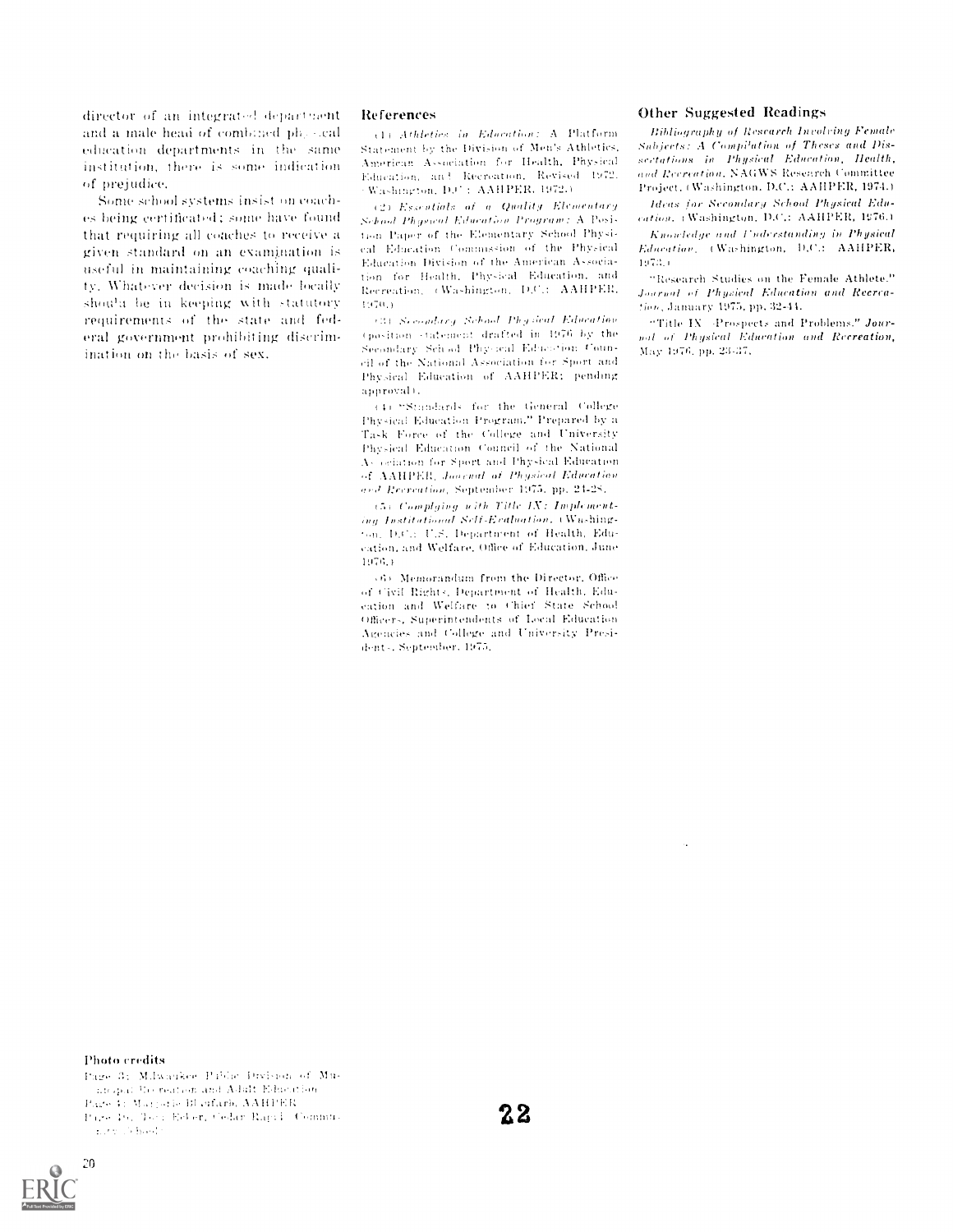director of an integrated department and a male head of combined physical education departments in the same institution, there is some indication of prejudice.

Some school systems insist on coaches being certificated; some have found that requiring all coaches to receive a given standard on an examination is useful in maintaining coaching quality. Whatever decision is made locally should be in keeping with statutory requirements of the state and federal government prohibiting discrimination on the basis of sex.

## References

(1) *Athletics in Education: A Platform Statement by the Division of Men's Athletics*, American Association for Health, Physical Education, and Recreation. Revised 1972. (Washington, D.C.: AAHPER, 1972.)

(2) *Essentials of a Quality Elementary School Physical Education Program: A Position Paper of the Elementary School Physical Education Commission of the Physical Education Division of the American Association for Health, Physical Education, and Recreation.* (Washington, D.C.: AAHPER, 1970.)

(3) *Secondary School Physical Education* (position statement drafted in 1976 by the Secondary School Physical Education Council of the National Association for Sport and Physical Education of AAHPER; pending approval).

(4) "Standards for the General College Physical Education Program," Prepared by a Task Force of the College and University Physical Education Council of the National Association for Sport and Physical Education of AAHPER, *Journal of Physical Education and Recreation*, September 1975, pp. 24-28.

(5) *Complying with Title IX: Implementing Institutional Self-Evaluation.* (Washington, D.C.: U.S. Department of Health, Education, and Welfare, Office of Education, June 1976.)

(6) Memorandum from the Director, Office of Civil Rights, Department of Health, Education and Welfare to Chief State School Officers, Superintendents of Local Education Agencies and College and University Presidents, September, 1975.

## Other Suggested Readings

*Bibliography of Research Involving Female Subjects: A Compilation of Theses and Dissertations in Physical Education, Health, and Recreation*, NAGWS Research Committee Project. (Washington, D.C.: AAHPER, 1974.)

*Ideas for Secondary School Physical Education.* (Washington, D.C.: AAHPER, 1976.)

*Knowledge and Understanding in Physical Education.* (Washington, D.C.: AAHPER, 1973.)

"Research Studies on the Female Athlete." *Journal of Physical Education and Recreation*, January 1975, pp. 32-44.

"Title IX -Prospects and Problems." *Journal of Physical Education and Recreation*, May 1976, pp. 23-37.

**Photo credits**

Page 3: Milwaukee Public Division of Municipal Recreation and Adult Education
Page 4: Marjorie Blaufarb, AAHPER
Page 16: Tom Ecker, Cedar Rapids Community Schools